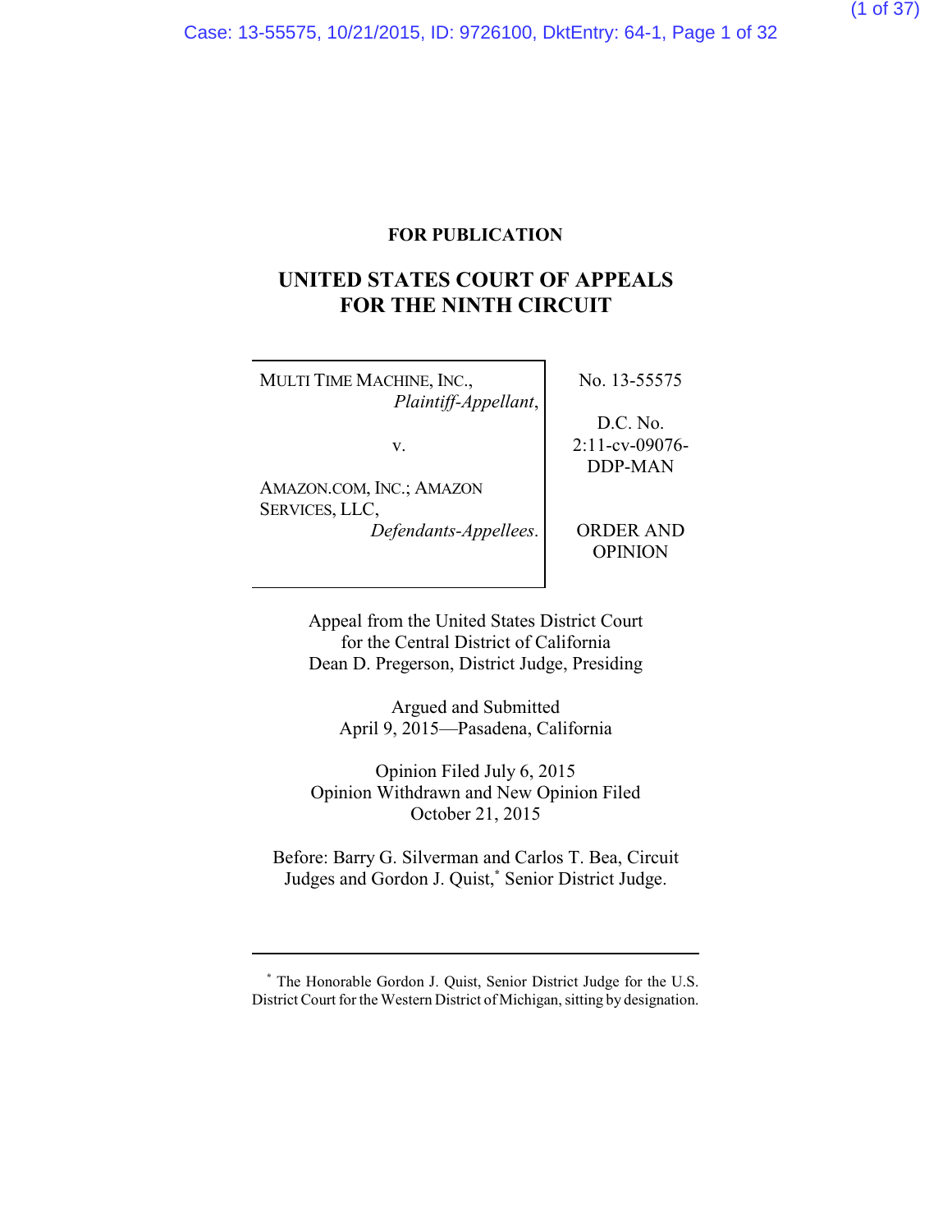**FOR PUBLICATION**

# UNITED STATES COURT OF APPEALS FOR THE NINTH CIRCUIT

| | |
|---|---|
| MULTI TIME MACHINE, INC., *Plaintiff-Appellant*, <br><br> v. <br><br> AMAZON.COM, INC.; AMAZON SERVICES, LLC, *Defendants-Appellees*. | No. 13-55575 <br><br> D.C. No. 2:11-cv-09076-DDP-MAN <br><br> ORDER AND OPINION |

Appeal from the United States District Court for the Central District of California
Dean D. Pregerson, District Judge, Presiding

Argued and Submitted
April 9, 2015—Pasadena, California

Opinion Filed July 6, 2015
Opinion Withdrawn and New Opinion Filed
October 21, 2015

Before: Barry G. Silverman and Carlos T. Bea, Circuit Judges and Gordon J. Quist,* Senior District Judge.

---

\* The Honorable Gordon J. Quist, Senior District Judge for the U.S. District Court for the Western District of Michigan, sitting by designation.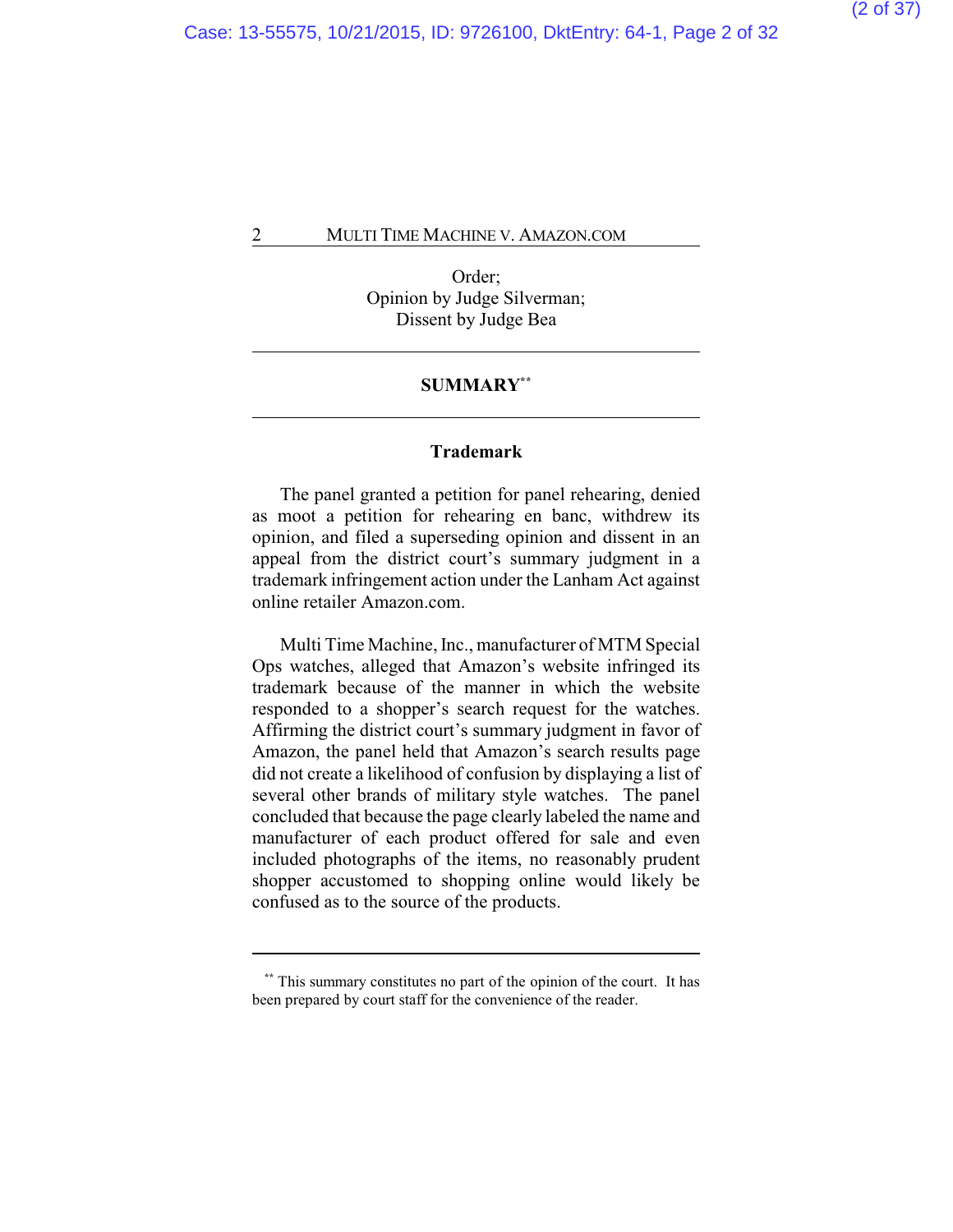Order;
Opinion by Judge Silverman;
Dissent by Judge Bea

## SUMMARY[**]

### Trademark

The panel granted a petition for panel rehearing, denied as moot a petition for rehearing en banc, withdrew its opinion, and filed a superseding opinion and dissent in an appeal from the district court's summary judgment in a trademark infringement action under the Lanham Act against online retailer Amazon.com.

Multi Time Machine, Inc., manufacturer of MTM Special Ops watches, alleged that Amazon's website infringed its trademark because of the manner in which the website responded to a shopper's search request for the watches. Affirming the district court's summary judgment in favor of Amazon, the panel held that Amazon's search results page did not create a likelihood of confusion by displaying a list of several other brands of military style watches. The panel concluded that because the page clearly labeled the name and manufacturer of each product offered for sale and even included photographs of the items, no reasonably prudent shopper accustomed to shopping online would likely be confused as to the source of the products.

---

[**] This summary constitutes no part of the opinion of the court. It has been prepared by court staff for the convenience of the reader.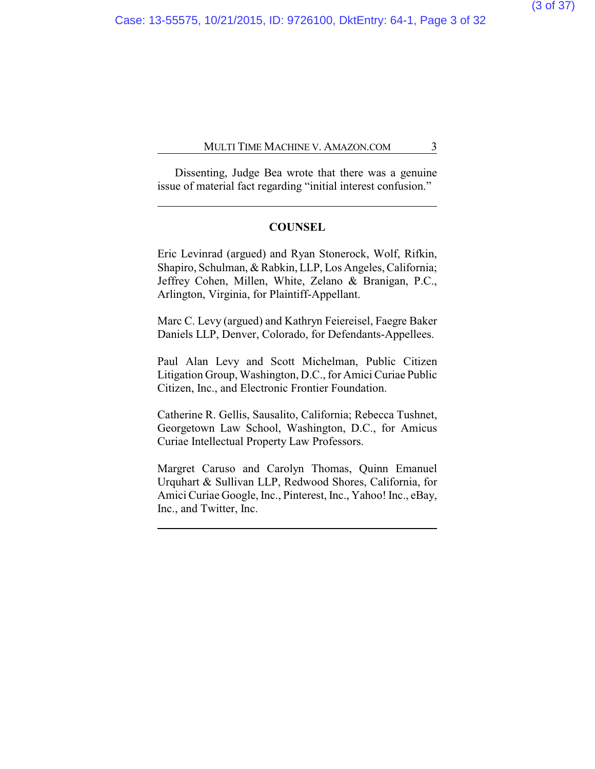Dissenting, Judge Bea wrote that there was a genuine issue of material fact regarding "initial interest confusion."

---

## COUNSEL

Eric Levinrad (argued) and Ryan Stonerock, Wolf, Rifkin, Shapiro, Schulman, & Rabkin, LLP, Los Angeles, California; Jeffrey Cohen, Millen, White, Zelano & Branigan, P.C., Arlington, Virginia, for Plaintiff-Appellant.

Marc C. Levy (argued) and Kathryn Feiereisel, Faegre Baker Daniels LLP, Denver, Colorado, for Defendants-Appellees.

Paul Alan Levy and Scott Michelman, Public Citizen Litigation Group, Washington, D.C., for Amici Curiae Public Citizen, Inc., and Electronic Frontier Foundation.

Catherine R. Gellis, Sausalito, California; Rebecca Tushnet, Georgetown Law School, Washington, D.C., for Amicus Curiae Intellectual Property Law Professors.

Margret Caruso and Carolyn Thomas, Quinn Emanuel Urquhart & Sullivan LLP, Redwood Shores, California, for Amici Curiae Google, Inc., Pinterest, Inc., Yahoo! Inc., eBay, Inc., and Twitter, Inc.

---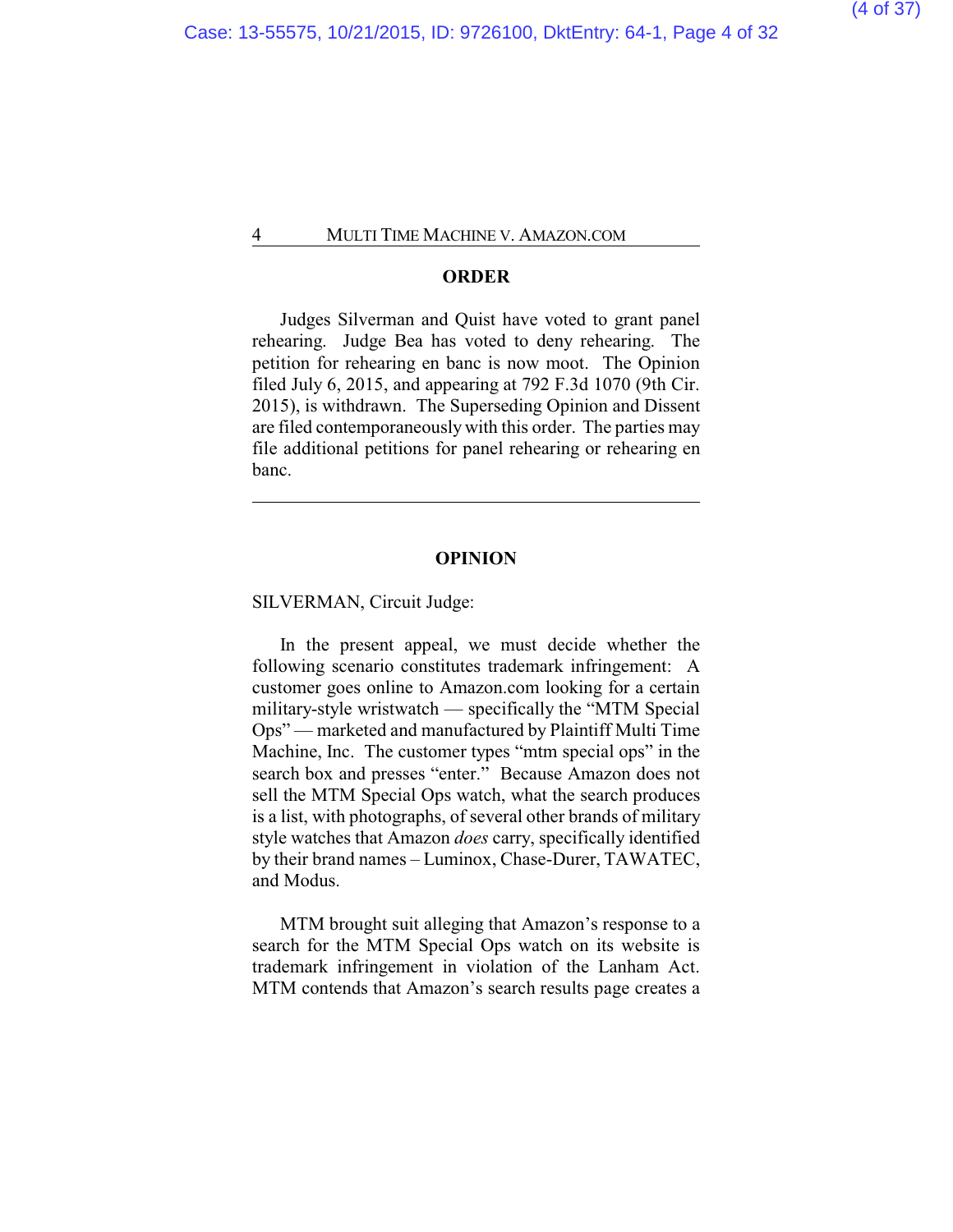## ORDER

Judges Silverman and Quist have voted to grant panel rehearing. Judge Bea has voted to deny rehearing. The petition for rehearing en banc is now moot. The Opinion filed July 6, 2015, and appearing at 792 F.3d 1070 (9th Cir. 2015), is withdrawn. The Superseding Opinion and Dissent are filed contemporaneously with this order. The parties may file additional petitions for panel rehearing or rehearing en banc.

---

## OPINION

SILVERMAN, Circuit Judge:

In the present appeal, we must decide whether the following scenario constitutes trademark infringement: A customer goes online to Amazon.com looking for a certain military-style wristwatch — specifically the "MTM Special Ops" — marketed and manufactured by Plaintiff Multi Time Machine, Inc. The customer types "mtm special ops" in the search box and presses "enter." Because Amazon does not sell the MTM Special Ops watch, what the search produces is a list, with photographs, of several other brands of military style watches that Amazon *does* carry, specifically identified by their brand names – Luminox, Chase-Durer, TAWATEC, and Modus.

MTM brought suit alleging that Amazon's response to a search for the MTM Special Ops watch on its website is trademark infringement in violation of the Lanham Act. MTM contends that Amazon's search results page creates a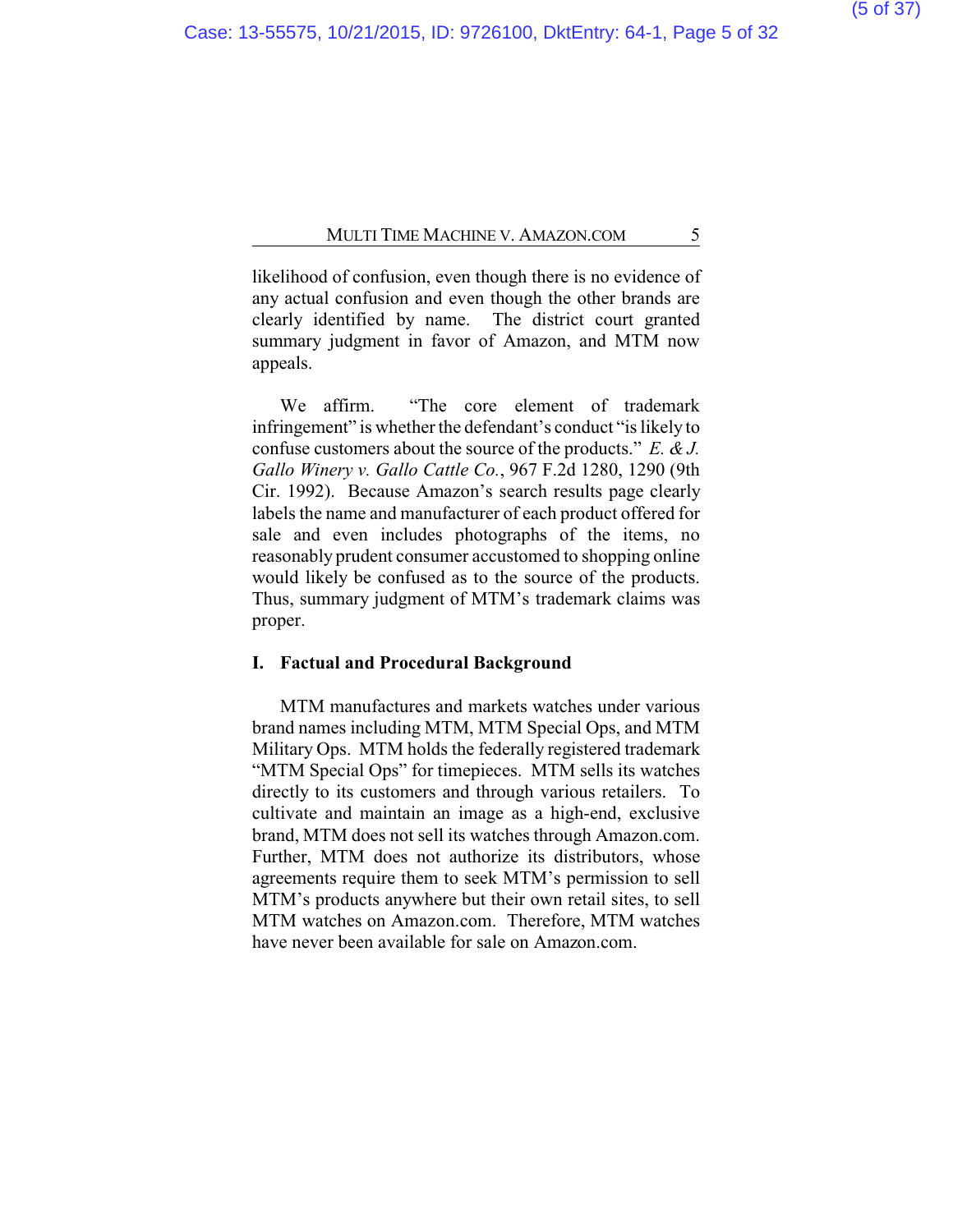likelihood of confusion, even though there is no evidence of any actual confusion and even though the other brands are clearly identified by name. The district court granted summary judgment in favor of Amazon, and MTM now appeals.

We affirm. "The core element of trademark infringement" is whether the defendant's conduct "is likely to confuse customers about the source of the products." *E. & J. Gallo Winery v. Gallo Cattle Co.*, 967 F.2d 1280, 1290 (9th Cir. 1992). Because Amazon's search results page clearly labels the name and manufacturer of each product offered for sale and even includes photographs of the items, no reasonably prudent consumer accustomed to shopping online would likely be confused as to the source of the products. Thus, summary judgment of MTM's trademark claims was proper.

## I. Factual and Procedural Background

MTM manufactures and markets watches under various brand names including MTM, MTM Special Ops, and MTM Military Ops. MTM holds the federally registered trademark "MTM Special Ops" for timepieces. MTM sells its watches directly to its customers and through various retailers. To cultivate and maintain an image as a high-end, exclusive brand, MTM does not sell its watches through Amazon.com. Further, MTM does not authorize its distributors, whose agreements require them to seek MTM's permission to sell MTM's products anywhere but their own retail sites, to sell MTM watches on Amazon.com. Therefore, MTM watches have never been available for sale on Amazon.com.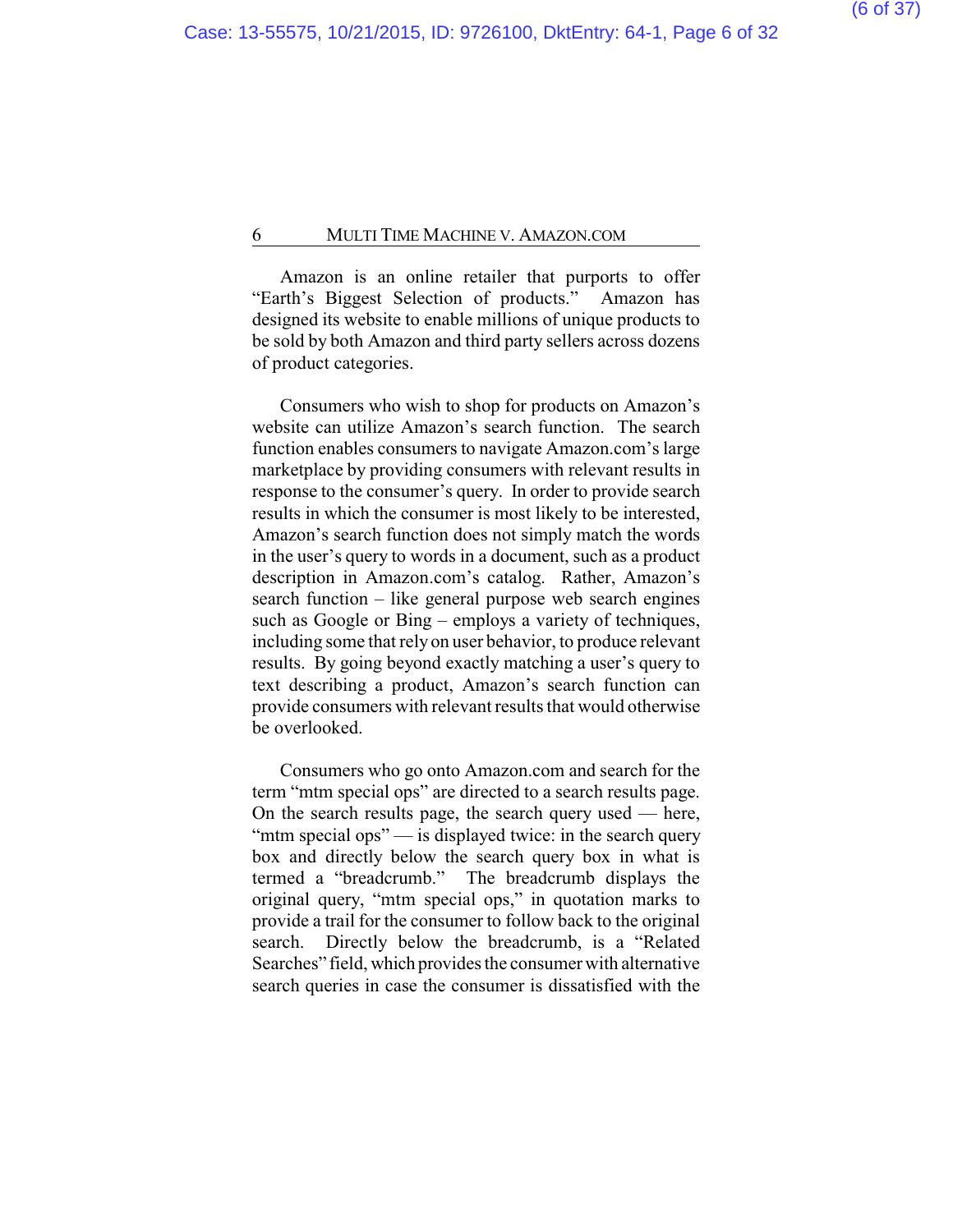Amazon is an online retailer that purports to offer "Earth's Biggest Selection of products." Amazon has designed its website to enable millions of unique products to be sold by both Amazon and third party sellers across dozens of product categories.

Consumers who wish to shop for products on Amazon's website can utilize Amazon's search function. The search function enables consumers to navigate Amazon.com's large marketplace by providing consumers with relevant results in response to the consumer's query. In order to provide search results in which the consumer is most likely to be interested, Amazon's search function does not simply match the words in the user's query to words in a document, such as a product description in Amazon.com's catalog. Rather, Amazon's search function – like general purpose web search engines such as Google or Bing – employs a variety of techniques, including some that rely on user behavior, to produce relevant results. By going beyond exactly matching a user's query to text describing a product, Amazon's search function can provide consumers with relevant results that would otherwise be overlooked.

Consumers who go onto Amazon.com and search for the term "mtm special ops" are directed to a search results page. On the search results page, the search query used — here, "mtm special ops" — is displayed twice: in the search query box and directly below the search query box in what is termed a "breadcrumb." The breadcrumb displays the original query, "mtm special ops," in quotation marks to provide a trail for the consumer to follow back to the original search. Directly below the breadcrumb, is a "Related Searches" field, which provides the consumer with alternative search queries in case the consumer is dissatisfied with the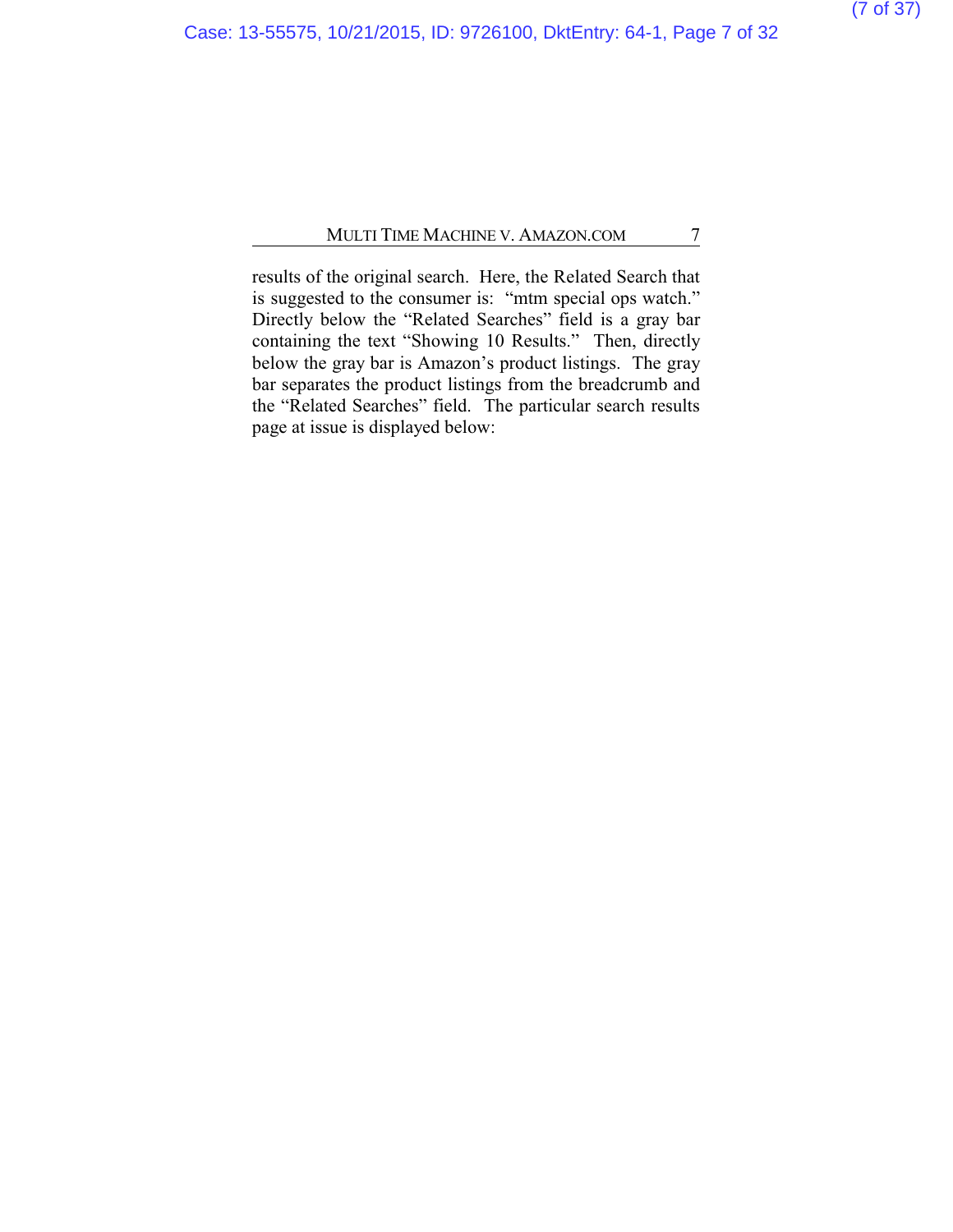results of the original search. Here, the Related Search that is suggested to the consumer is: "mtm special ops watch." Directly below the "Related Searches" field is a gray bar containing the text "Showing 10 Results." Then, directly below the gray bar is Amazon's product listings. The gray bar separates the product listings from the breadcrumb and the "Related Searches" field. The particular search results page at issue is displayed below: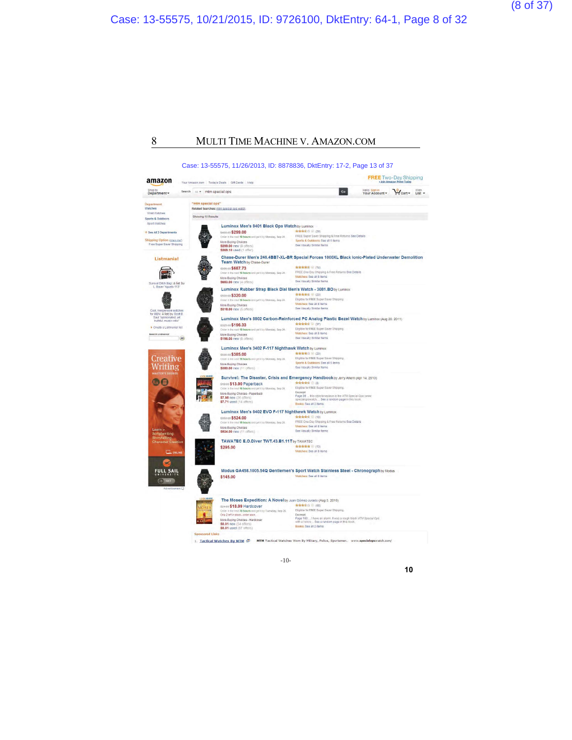amazon

Search: mtm special ops

"mtm special ops"

Related Searches: mtm special ops watch

Showing 10 Results

Department
- Watches
  - Wrist Watches
- Sports & Outdoors
  - Sport Watches
- See All 3 Departments

Shipping Option
- Free Super Saver Shipping

Listmania!
- Survival Ditch Bag: A list by L. Bauer "Agusto 113"
- Cool, inexpensive watches for MEN: A list by Scott B Saul "opinionated, yet truthful, music critic"
- Create a Listmania! list

**Luminox Men's 8401 Black Ops Watch** by Luminox
$299.00
More Buying Choices
$299.00 new (9 offers)
$269.10 used (1 offer)
FREE Super Saver Shipping & Free Returns See Details
Sports & Outdoors: See all 8 items
See Visually Similar Items

**Chase-Durer Men's 246.4BB7-XL-BR Special Forces 1000XL Black Ionic-Plated Underwater Demolition Team Watch** by Chase-Durer
$687.73
More Buying Choices
$683.00 new (4 offers)
FREE One-Day Shipping & Free Returns See Details
Watches: See all 8 items
See Visually Similar Items

**Luminox Rubber Strap Black Dial Men's Watch - 3081.BO** by Luminox
$320.00
More Buying Choices
$318.00 new (5 offers)
Eligible for FREE Super Saver Shipping.
Watches: See all 8 items
See Visually Similar Items

**Luminox Men's 8802 Carbon-Reinforced PC Analog Plastic Bezel Watch** by Luminox (Aug 20, 2011)
$196.33
More Buying Choices
$196.00 new (8 offers)
Eligible for FREE Super Saver Shipping.
Watches: See all 8 items
See Visually Similar Items

**Luminox Men's 3402 F-117 Nighthawk Watch** by Luminox
$385.00
More Buying Choices
$380.00 new (11 offers)
Eligible for FREE Super Saver Shipping.
Sports & Outdoors: See all 5 items
See Visually Similar Items

**Survive!: The Disaster, Crisis and Emergency Handbook** by Jerry Ahern (Apr 14, 2010)
$13.90 Paperback
More Buying Choices - Paperback
$7.95 new (26 offers)
$7.71 used (14 offers)
Eligible for FREE Super Saver Shipping.
Excerpt
Page 38: ... this style timepiece is the MTM Special Ops (www. specialopswatch. ... See a random page in this book.
Books: See all 2 items

**Luminox Men's 8402 EVO F-117 Nighthawk Watch** by Luminox
$524.00
More Buying Choices
$524.00 new (11 offers)
FREE One-Day Shipping & Free Returns See Details
Watches: See all 8 items
See Visually Similar Items

**TAWATEC E.O.Diver TWT.43.B1.11T** by TAWATEC
$295.00
Watches: See all 8 items

**Modus GA458.1005.54Q Gentlemen's Sport Watch Stainless Steel - Chronograph** by Modus
$145.00
Watches: See all 8 items

**The Moses Expedition: A Novel** by Juan Gómez-Jurado (Aug 3, 2010)
$18.99 Hardcover
Only 2 left in stock - order soon.
More Buying Choices - Hardcover
$0.01 new (54 offers)
$0.01 used (67 offers)
Eligible for FREE Super Saver Shipping.
Excerpt
Page 183: ... I have an alarm. It was a rough black MTM Special Ops with a Velcro ... See a random page in this book.
Books: See all 2 items

Sponsored Links
1. Tactical Watches By MTM — MTM Tactical Watches Worn By Military, Police, Sportsmen. www.specialopswatch.com/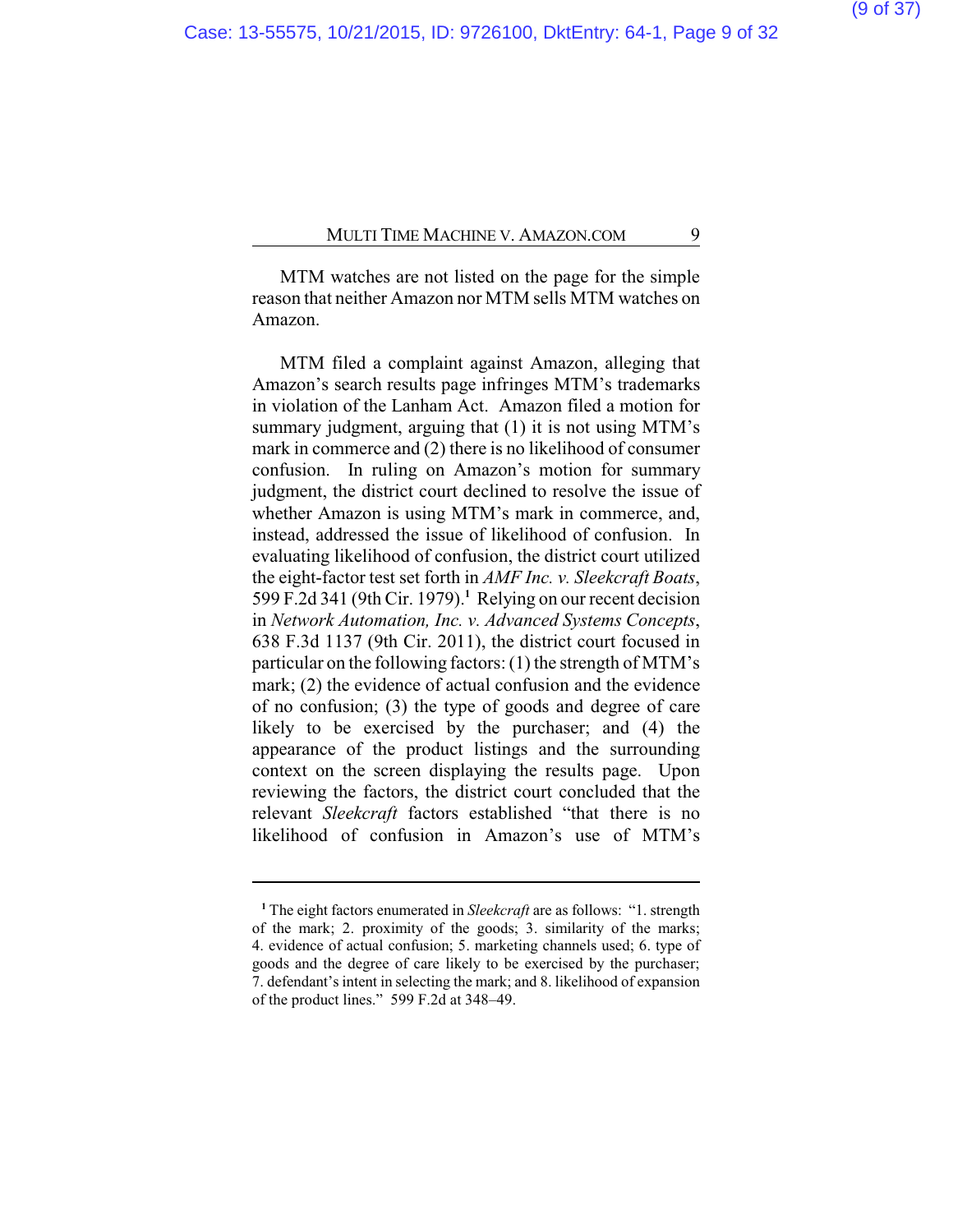MTM watches are not listed on the page for the simple reason that neither Amazon nor MTM sells MTM watches on Amazon.

MTM filed a complaint against Amazon, alleging that Amazon's search results page infringes MTM's trademarks in violation of the Lanham Act. Amazon filed a motion for summary judgment, arguing that (1) it is not using MTM's mark in commerce and (2) there is no likelihood of consumer confusion. In ruling on Amazon's motion for summary judgment, the district court declined to resolve the issue of whether Amazon is using MTM's mark in commerce, and, instead, addressed the issue of likelihood of confusion. In evaluating likelihood of confusion, the district court utilized the eight-factor test set forth in *AMF Inc. v. Sleekcraft Boats*, 599 F.2d 341 (9th Cir. 1979).[1] Relying on our recent decision in *Network Automation, Inc. v. Advanced Systems Concepts*, 638 F.3d 1137 (9th Cir. 2011), the district court focused in particular on the following factors: (1) the strength of MTM's mark; (2) the evidence of actual confusion and the evidence of no confusion; (3) the type of goods and degree of care likely to be exercised by the purchaser; and (4) the appearance of the product listings and the surrounding context on the screen displaying the results page. Upon reviewing the factors, the district court concluded that the relevant *Sleekcraft* factors established "that there is no likelihood of confusion in Amazon's use of MTM's

---

[1] The eight factors enumerated in *Sleekcraft* are as follows: "1. strength of the mark; 2. proximity of the goods; 3. similarity of the marks; 4. evidence of actual confusion; 5. marketing channels used; 6. type of goods and the degree of care likely to be exercised by the purchaser; 7. defendant's intent in selecting the mark; and 8. likelihood of expansion of the product lines." 599 F.2d at 348–49.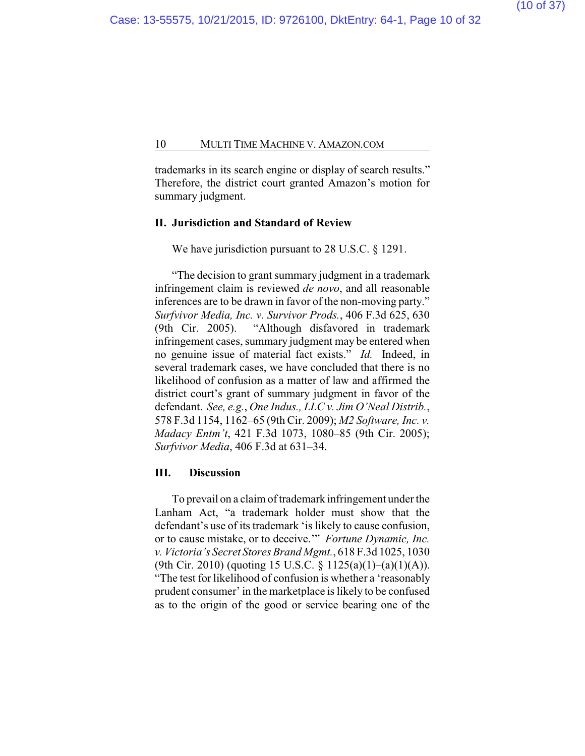trademarks in its search engine or display of search results." Therefore, the district court granted Amazon's motion for summary judgment.

## II. Jurisdiction and Standard of Review

We have jurisdiction pursuant to 28 U.S.C. § 1291.

"The decision to grant summary judgment in a trademark infringement claim is reviewed *de novo*, and all reasonable inferences are to be drawn in favor of the non-moving party." *Surfvivor Media, Inc. v. Survivor Prods.*, 406 F.3d 625, 630 (9th Cir. 2005). "Although disfavored in trademark infringement cases, summary judgment may be entered when no genuine issue of material fact exists." *Id.* Indeed, in several trademark cases, we have concluded that there is no likelihood of confusion as a matter of law and affirmed the district court's grant of summary judgment in favor of the defendant. *See, e.g.*, *One Indus., LLC v. Jim O'Neal Distrib.*, 578 F.3d 1154, 1162–65 (9th Cir. 2009); *M2 Software, Inc. v. Madacy Entm't*, 421 F.3d 1073, 1080–85 (9th Cir. 2005); *Surfvivor Media*, 406 F.3d at 631–34.

## III. Discussion

To prevail on a claim of trademark infringement under the Lanham Act, "a trademark holder must show that the defendant's use of its trademark 'is likely to cause confusion, or to cause mistake, or to deceive.'" *Fortune Dynamic, Inc. v. Victoria's Secret Stores Brand Mgmt.*, 618 F.3d 1025, 1030 (9th Cir. 2010) (quoting 15 U.S.C. § 1125(a)(1)–(a)(1)(A)). "The test for likelihood of confusion is whether a 'reasonably prudent consumer' in the marketplace is likely to be confused as to the origin of the good or service bearing one of the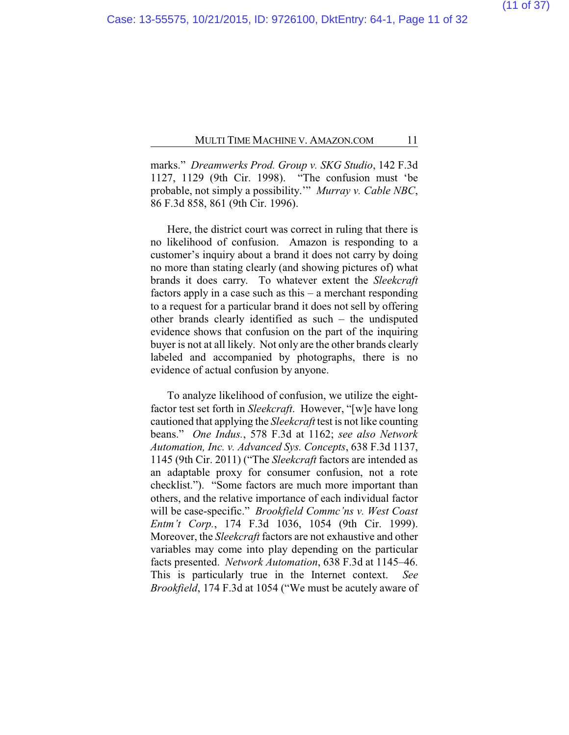marks." *Dreamwerks Prod. Group v. SKG Studio*, 142 F.3d 1127, 1129 (9th Cir. 1998). "The confusion must 'be probable, not simply a possibility.'" *Murray v. Cable NBC*, 86 F.3d 858, 861 (9th Cir. 1996).

Here, the district court was correct in ruling that there is no likelihood of confusion. Amazon is responding to a customer's inquiry about a brand it does not carry by doing no more than stating clearly (and showing pictures of) what brands it does carry. To whatever extent the *Sleekcraft* factors apply in a case such as this – a merchant responding to a request for a particular brand it does not sell by offering other brands clearly identified as such – the undisputed evidence shows that confusion on the part of the inquiring buyer is not at all likely. Not only are the other brands clearly labeled and accompanied by photographs, there is no evidence of actual confusion by anyone.

To analyze likelihood of confusion, we utilize the eight-factor test set forth in *Sleekcraft*. However, "[w]e have long cautioned that applying the *Sleekcraft* test is not like counting beans." *One Indus.*, 578 F.3d at 1162; *see also Network Automation, Inc. v. Advanced Sys. Concepts*, 638 F.3d 1137, 1145 (9th Cir. 2011) ("The *Sleekcraft* factors are intended as an adaptable proxy for consumer confusion, not a rote checklist."). "Some factors are much more important than others, and the relative importance of each individual factor will be case-specific." *Brookfield Commc'ns v. West Coast Entm't Corp.*, 174 F.3d 1036, 1054 (9th Cir. 1999). Moreover, the *Sleekcraft* factors are not exhaustive and other variables may come into play depending on the particular facts presented. *Network Automation*, 638 F.3d at 1145–46. This is particularly true in the Internet context. *See Brookfield*, 174 F.3d at 1054 ("We must be acutely aware of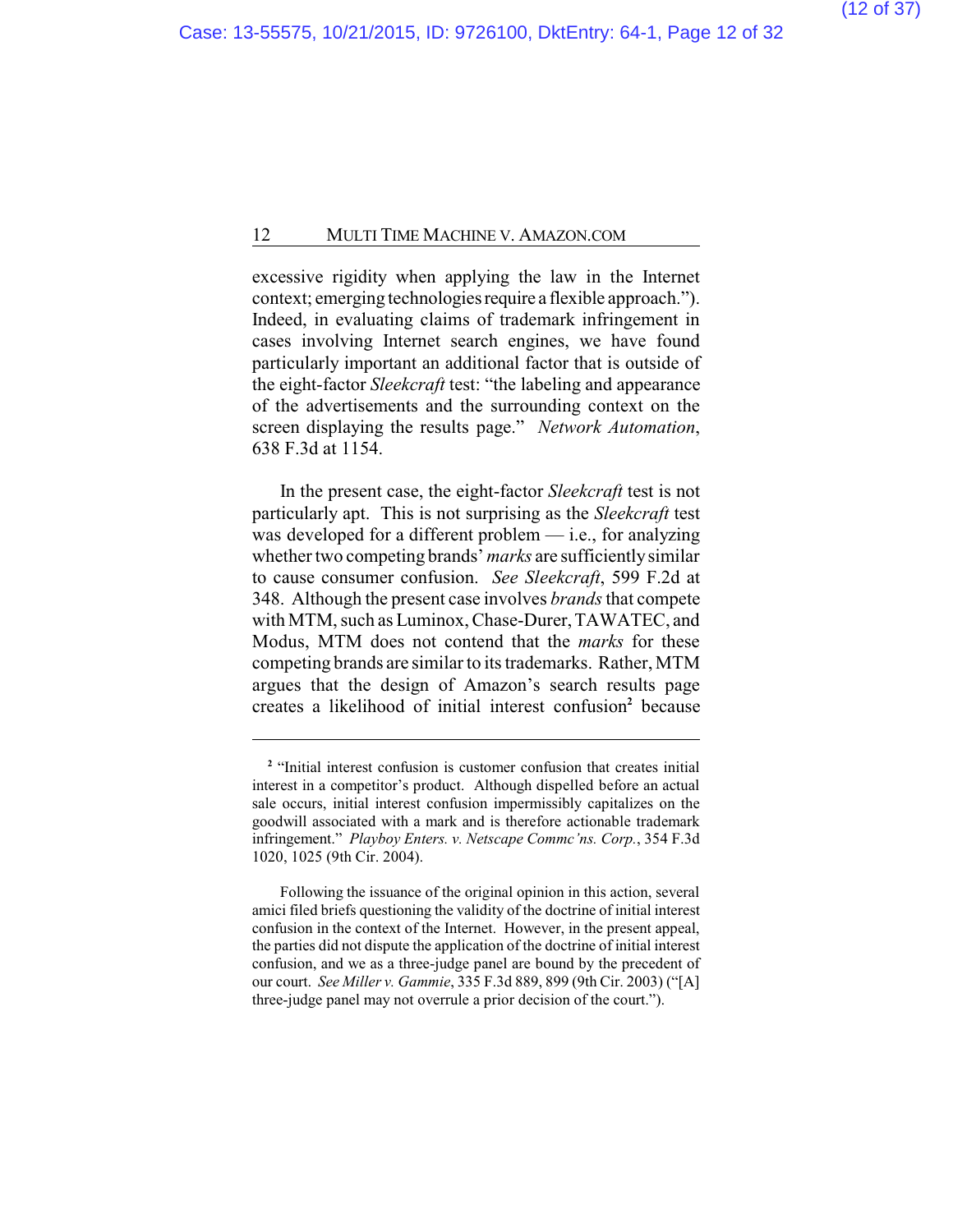excessive rigidity when applying the law in the Internet context; emerging technologies require a flexible approach."). Indeed, in evaluating claims of trademark infringement in cases involving Internet search engines, we have found particularly important an additional factor that is outside of the eight-factor *Sleekcraft* test: "the labeling and appearance of the advertisements and the surrounding context on the screen displaying the results page." *Network Automation*, 638 F.3d at 1154.

In the present case, the eight-factor *Sleekcraft* test is not particularly apt. This is not surprising as the *Sleekcraft* test was developed for a different problem — i.e., for analyzing whether two competing brands' *marks* are sufficiently similar to cause consumer confusion. *See Sleekcraft*, 599 F.2d at 348. Although the present case involves *brands* that compete with MTM, such as Luminox, Chase-Durer, TAWATEC, and Modus, MTM does not contend that the *marks* for these competing brands are similar to its trademarks. Rather, MTM argues that the design of Amazon's search results page creates a likelihood of initial interest confusion[2] because

---

[2] "Initial interest confusion is customer confusion that creates initial interest in a competitor's product. Although dispelled before an actual sale occurs, initial interest confusion impermissibly capitalizes on the goodwill associated with a mark and is therefore actionable trademark infringement." *Playboy Enters. v. Netscape Commc'ns. Corp.*, 354 F.3d 1020, 1025 (9th Cir. 2004).

Following the issuance of the original opinion in this action, several amici filed briefs questioning the validity of the doctrine of initial interest confusion in the context of the Internet. However, in the present appeal, the parties did not dispute the application of the doctrine of initial interest confusion, and we as a three-judge panel are bound by the precedent of our court. *See Miller v. Gammie*, 335 F.3d 889, 899 (9th Cir. 2003) ("[A] three-judge panel may not overrule a prior decision of the court.").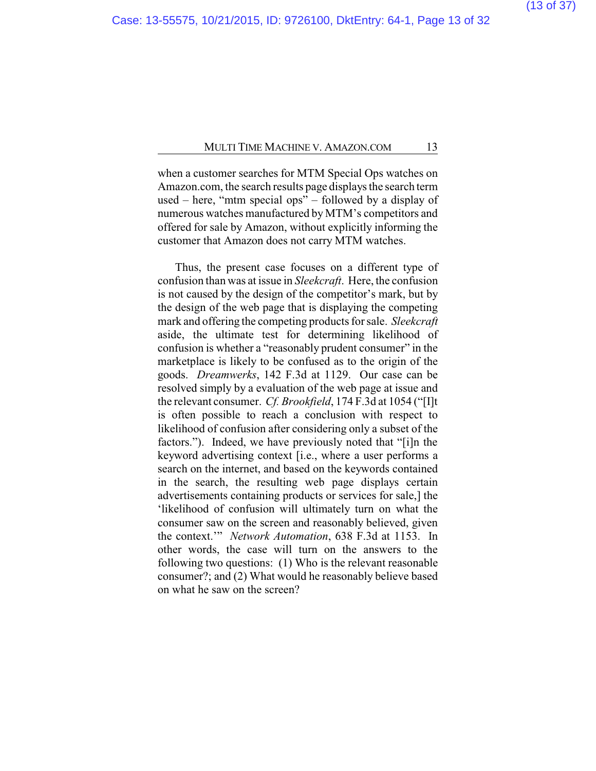when a customer searches for MTM Special Ops watches on Amazon.com, the search results page displays the search term used – here, "mtm special ops" – followed by a display of numerous watches manufactured by MTM's competitors and offered for sale by Amazon, without explicitly informing the customer that Amazon does not carry MTM watches.

Thus, the present case focuses on a different type of confusion than was at issue in *Sleekcraft*. Here, the confusion is not caused by the design of the competitor's mark, but by the design of the web page that is displaying the competing mark and offering the competing products for sale. *Sleekcraft* aside, the ultimate test for determining likelihood of confusion is whether a "reasonably prudent consumer" in the marketplace is likely to be confused as to the origin of the goods. *Dreamwerks*, 142 F.3d at 1129. Our case can be resolved simply by a evaluation of the web page at issue and the relevant consumer. *Cf. Brookfield*, 174 F.3d at 1054 ("[I]t is often possible to reach a conclusion with respect to likelihood of confusion after considering only a subset of the factors."). Indeed, we have previously noted that "[i]n the keyword advertising context [i.e., where a user performs a search on the internet, and based on the keywords contained in the search, the resulting web page displays certain advertisements containing products or services for sale,] the 'likelihood of confusion will ultimately turn on what the consumer saw on the screen and reasonably believed, given the context.'" *Network Automation*, 638 F.3d at 1153. In other words, the case will turn on the answers to the following two questions: (1) Who is the relevant reasonable consumer?; and (2) What would he reasonably believe based on what he saw on the screen?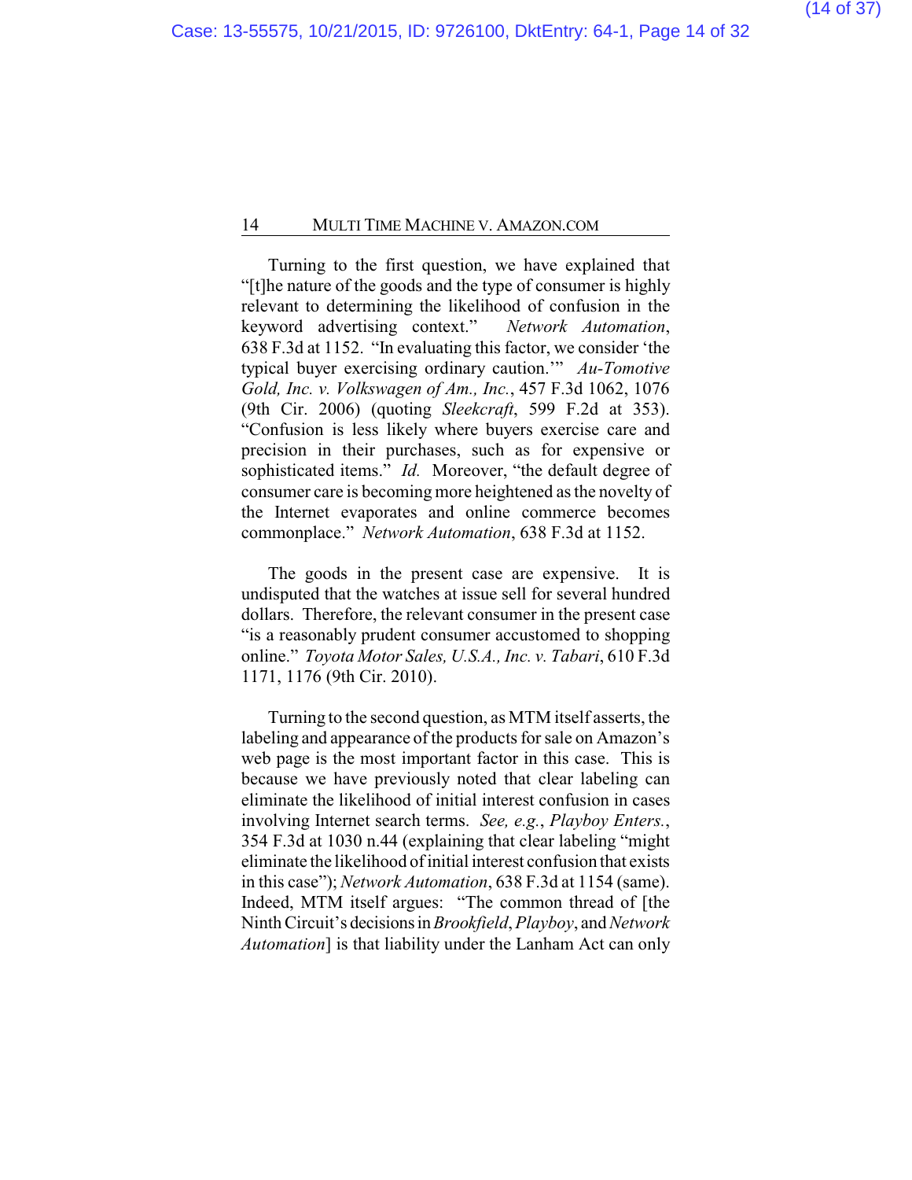Turning to the first question, we have explained that "[t]he nature of the goods and the type of consumer is highly relevant to determining the likelihood of confusion in the keyword advertising context." *Network Automation*, 638 F.3d at 1152. "In evaluating this factor, we consider 'the typical buyer exercising ordinary caution.'" *Au-Tomotive Gold, Inc. v. Volkswagen of Am., Inc.*, 457 F.3d 1062, 1076 (9th Cir. 2006) (quoting *Sleekcraft*, 599 F.2d at 353). "Confusion is less likely where buyers exercise care and precision in their purchases, such as for expensive or sophisticated items." *Id.* Moreover, "the default degree of consumer care is becoming more heightened as the novelty of the Internet evaporates and online commerce becomes commonplace." *Network Automation*, 638 F.3d at 1152.

The goods in the present case are expensive. It is undisputed that the watches at issue sell for several hundred dollars. Therefore, the relevant consumer in the present case "is a reasonably prudent consumer accustomed to shopping online." *Toyota Motor Sales, U.S.A., Inc. v. Tabari*, 610 F.3d 1171, 1176 (9th Cir. 2010).

Turning to the second question, as MTM itself asserts, the labeling and appearance of the products for sale on Amazon's web page is the most important factor in this case. This is because we have previously noted that clear labeling can eliminate the likelihood of initial interest confusion in cases involving Internet search terms. *See, e.g.*, *Playboy Enters.*, 354 F.3d at 1030 n.44 (explaining that clear labeling "might eliminate the likelihood of initial interest confusion that exists in this case"); *Network Automation*, 638 F.3d at 1154 (same). Indeed, MTM itself argues: "The common thread of [the Ninth Circuit's decisions in *Brookfield*, *Playboy*, and *Network Automation*] is that liability under the Lanham Act can only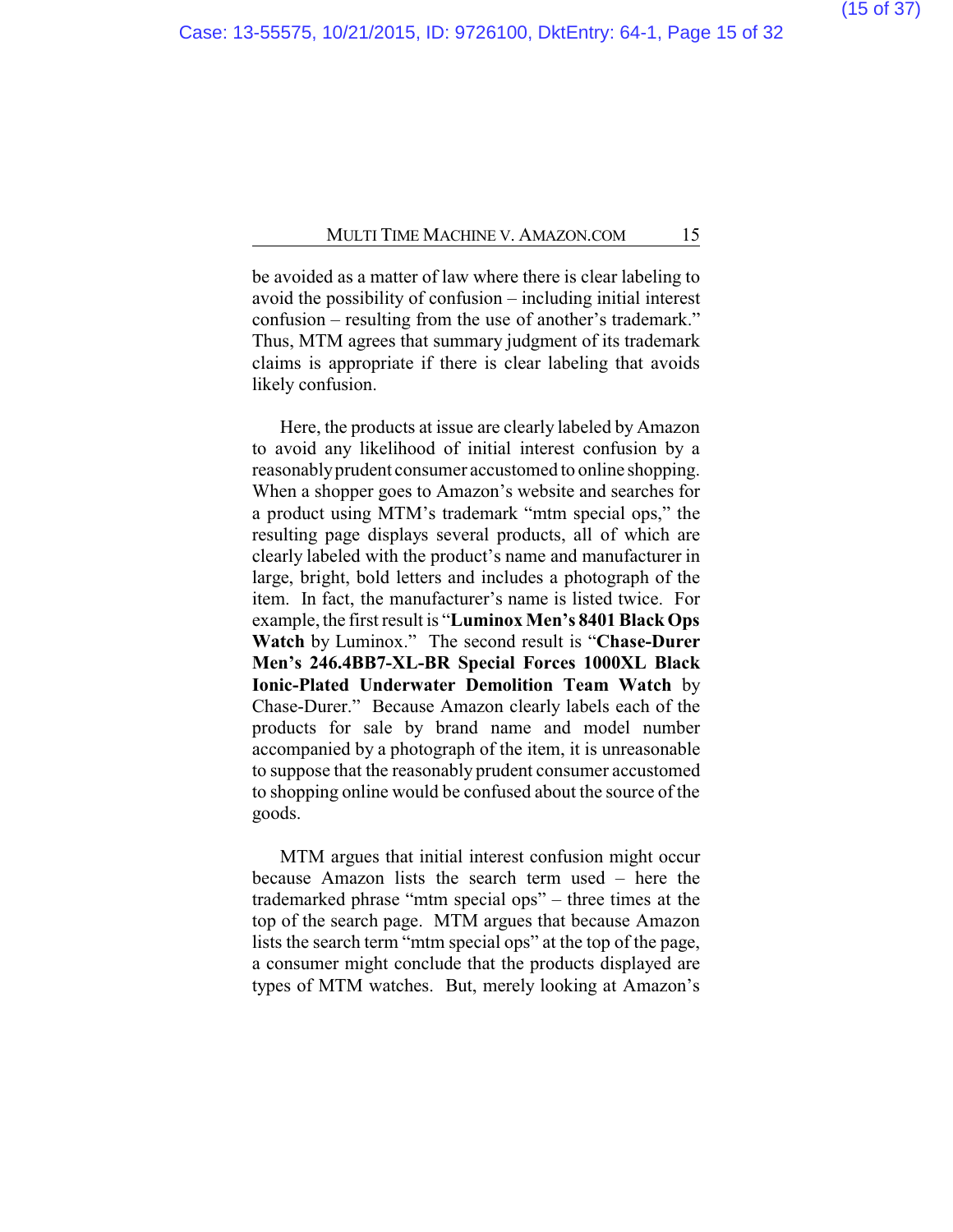be avoided as a matter of law where there is clear labeling to avoid the possibility of confusion – including initial interest confusion – resulting from the use of another's trademark." Thus, MTM agrees that summary judgment of its trademark claims is appropriate if there is clear labeling that avoids likely confusion.

Here, the products at issue are clearly labeled by Amazon to avoid any likelihood of initial interest confusion by a reasonably prudent consumer accustomed to online shopping. When a shopper goes to Amazon's website and searches for a product using MTM's trademark "mtm special ops," the resulting page displays several products, all of which are clearly labeled with the product's name and manufacturer in large, bright, bold letters and includes a photograph of the item. In fact, the manufacturer's name is listed twice. For example, the first result is "**Luminox Men's 8401 Black Ops Watch** by Luminox." The second result is "**Chase-Durer Men's 246.4BB7-XL-BR Special Forces 1000XL Black Ionic-Plated Underwater Demolition Team Watch** by Chase-Durer." Because Amazon clearly labels each of the products for sale by brand name and model number accompanied by a photograph of the item, it is unreasonable to suppose that the reasonably prudent consumer accustomed to shopping online would be confused about the source of the goods.

MTM argues that initial interest confusion might occur because Amazon lists the search term used – here the trademarked phrase "mtm special ops" – three times at the top of the search page. MTM argues that because Amazon lists the search term "mtm special ops" at the top of the page, a consumer might conclude that the products displayed are types of MTM watches. But, merely looking at Amazon's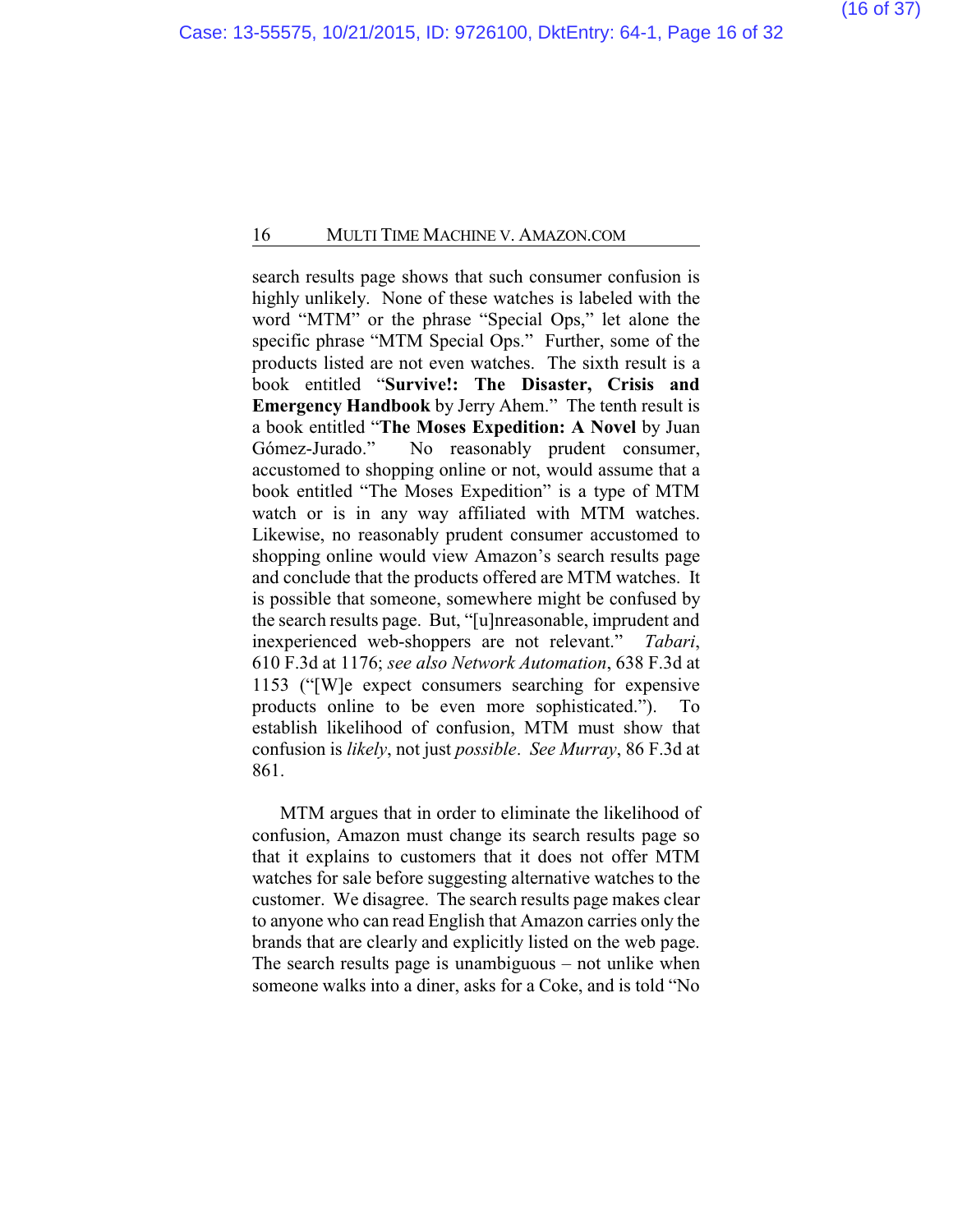search results page shows that such consumer confusion is highly unlikely. None of these watches is labeled with the word "MTM" or the phrase "Special Ops," let alone the specific phrase "MTM Special Ops." Further, some of the products listed are not even watches. The sixth result is a book entitled "**Survive!: The Disaster, Crisis and Emergency Handbook** by Jerry Ahem." The tenth result is a book entitled "**The Moses Expedition: A Novel** by Juan Gómez-Jurado." No reasonably prudent consumer, accustomed to shopping online or not, would assume that a book entitled "The Moses Expedition" is a type of MTM watch or is in any way affiliated with MTM watches. Likewise, no reasonably prudent consumer accustomed to shopping online would view Amazon's search results page and conclude that the products offered are MTM watches. It is possible that someone, somewhere might be confused by the search results page. But, "[u]nreasonable, imprudent and inexperienced web-shoppers are not relevant." *Tabari*, 610 F.3d at 1176; *see also Network Automation*, 638 F.3d at 1153 ("[W]e expect consumers searching for expensive products online to be even more sophisticated."). To establish likelihood of confusion, MTM must show that confusion is *likely*, not just *possible*. *See Murray*, 86 F.3d at 861.

MTM argues that in order to eliminate the likelihood of confusion, Amazon must change its search results page so that it explains to customers that it does not offer MTM watches for sale before suggesting alternative watches to the customer. We disagree. The search results page makes clear to anyone who can read English that Amazon carries only the brands that are clearly and explicitly listed on the web page. The search results page is unambiguous – not unlike when someone walks into a diner, asks for a Coke, and is told "No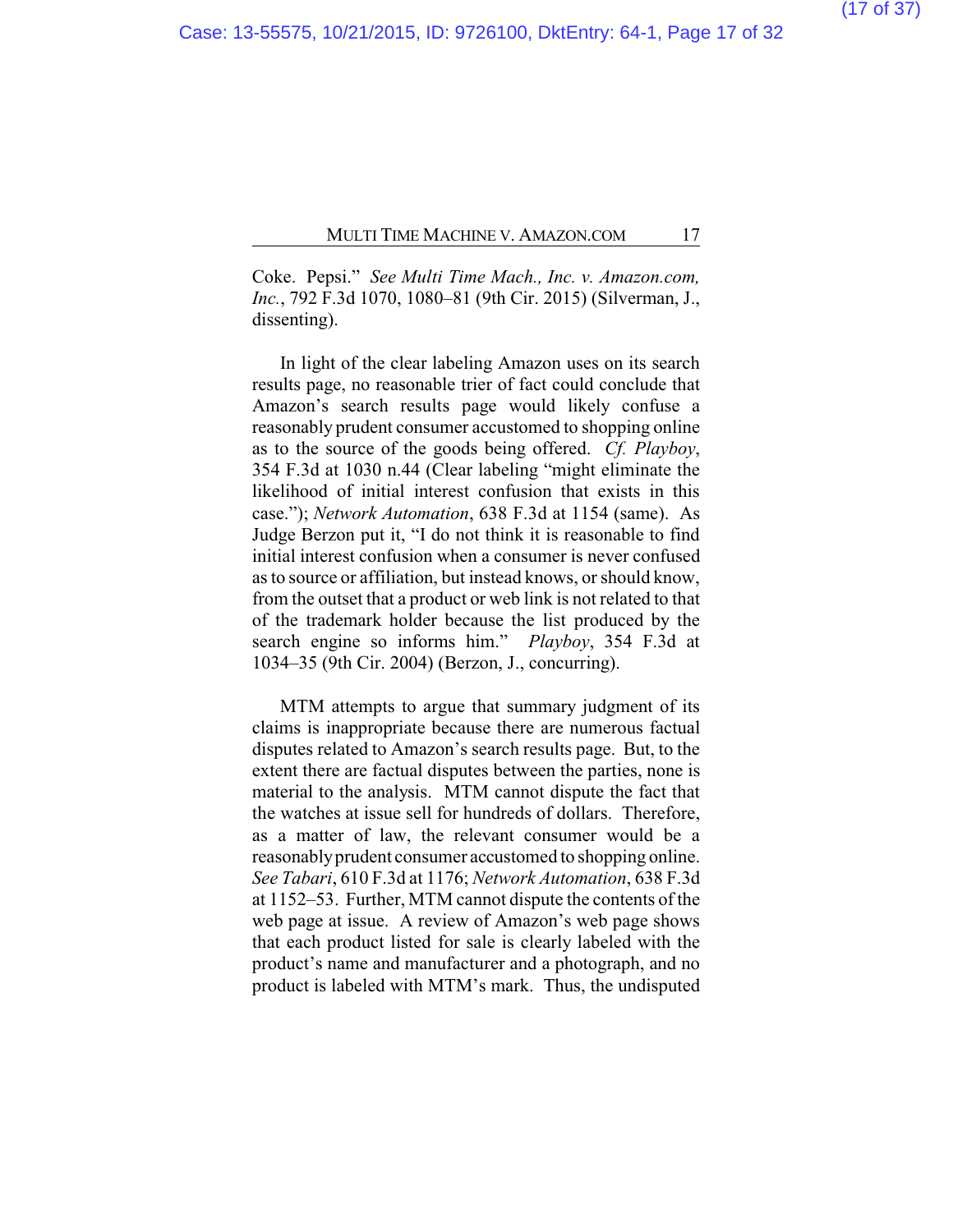Coke. Pepsi." *See Multi Time Mach., Inc. v. Amazon.com, Inc.*, 792 F.3d 1070, 1080–81 (9th Cir. 2015) (Silverman, J., dissenting).

In light of the clear labeling Amazon uses on its search results page, no reasonable trier of fact could conclude that Amazon's search results page would likely confuse a reasonably prudent consumer accustomed to shopping online as to the source of the goods being offered. *Cf. Playboy*, 354 F.3d at 1030 n.44 (Clear labeling "might eliminate the likelihood of initial interest confusion that exists in this case."); *Network Automation*, 638 F.3d at 1154 (same). As Judge Berzon put it, "I do not think it is reasonable to find initial interest confusion when a consumer is never confused as to source or affiliation, but instead knows, or should know, from the outset that a product or web link is not related to that of the trademark holder because the list produced by the search engine so informs him." *Playboy*, 354 F.3d at 1034–35 (9th Cir. 2004) (Berzon, J., concurring).

MTM attempts to argue that summary judgment of its claims is inappropriate because there are numerous factual disputes related to Amazon's search results page. But, to the extent there are factual disputes between the parties, none is material to the analysis. MTM cannot dispute the fact that the watches at issue sell for hundreds of dollars. Therefore, as a matter of law, the relevant consumer would be a reasonably prudent consumer accustomed to shopping online. *See Tabari*, 610 F.3d at 1176; *Network Automation*, 638 F.3d at 1152–53. Further, MTM cannot dispute the contents of the web page at issue. A review of Amazon's web page shows that each product listed for sale is clearly labeled with the product's name and manufacturer and a photograph, and no product is labeled with MTM's mark. Thus, the undisputed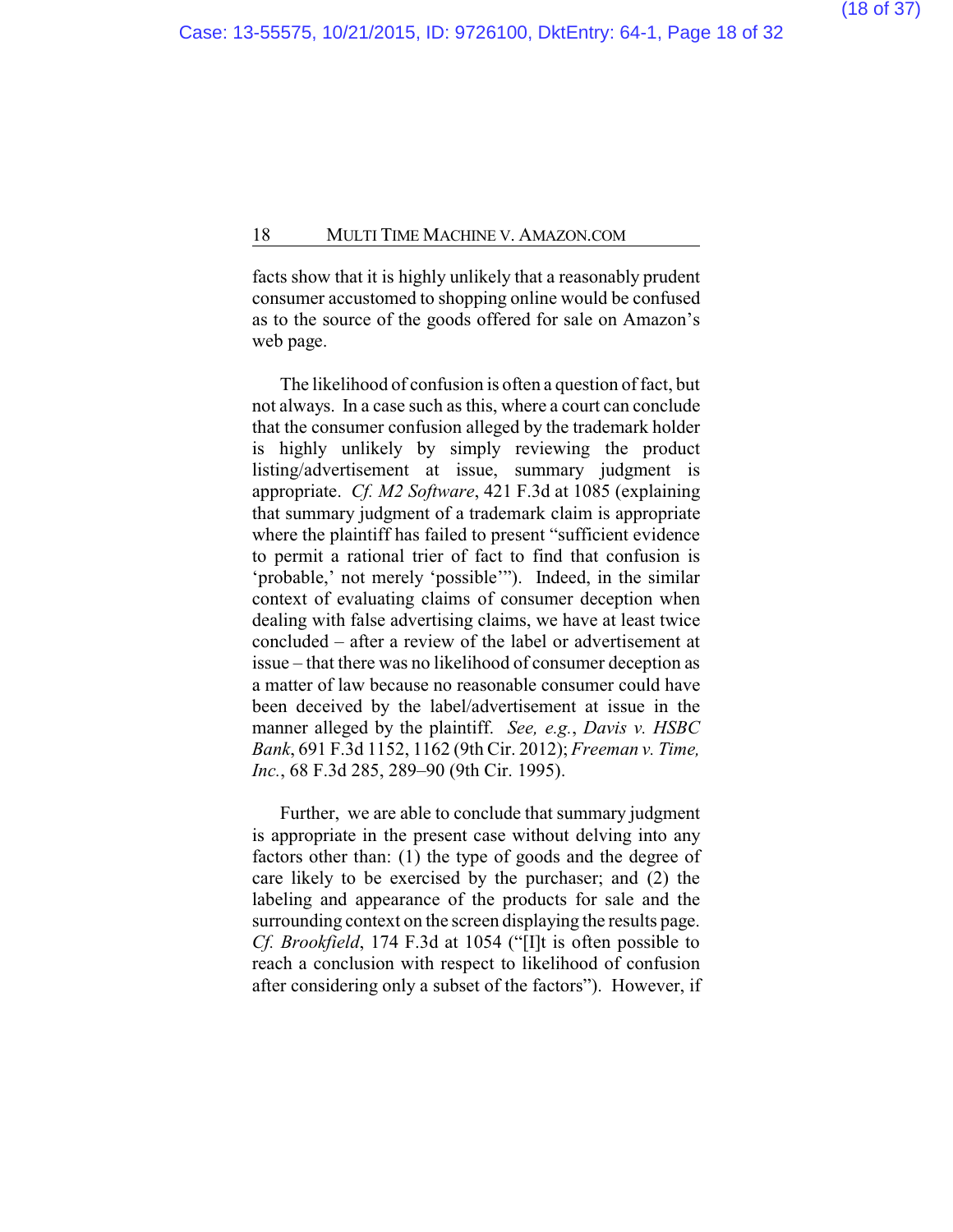facts show that it is highly unlikely that a reasonably prudent consumer accustomed to shopping online would be confused as to the source of the goods offered for sale on Amazon's web page.

The likelihood of confusion is often a question of fact, but not always. In a case such as this, where a court can conclude that the consumer confusion alleged by the trademark holder is highly unlikely by simply reviewing the product listing/advertisement at issue, summary judgment is appropriate. *Cf. M2 Software*, 421 F.3d at 1085 (explaining that summary judgment of a trademark claim is appropriate where the plaintiff has failed to present "sufficient evidence to permit a rational trier of fact to find that confusion is 'probable,' not merely 'possible'"). Indeed, in the similar context of evaluating claims of consumer deception when dealing with false advertising claims, we have at least twice concluded – after a review of the label or advertisement at issue – that there was no likelihood of consumer deception as a matter of law because no reasonable consumer could have been deceived by the label/advertisement at issue in the manner alleged by the plaintiff. *See, e.g.*, *Davis v. HSBC Bank*, 691 F.3d 1152, 1162 (9th Cir. 2012); *Freeman v. Time, Inc.*, 68 F.3d 285, 289–90 (9th Cir. 1995).

Further, we are able to conclude that summary judgment is appropriate in the present case without delving into any factors other than: (1) the type of goods and the degree of care likely to be exercised by the purchaser; and (2) the labeling and appearance of the products for sale and the surrounding context on the screen displaying the results page. *Cf. Brookfield*, 174 F.3d at 1054 ("[I]t is often possible to reach a conclusion with respect to likelihood of confusion after considering only a subset of the factors"). However, if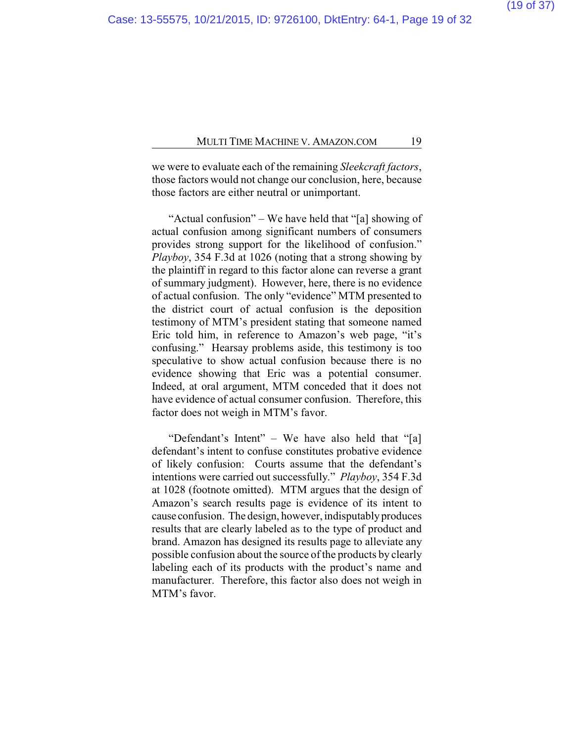we were to evaluate each of the remaining *Sleekcraft factors*, those factors would not change our conclusion, here, because those factors are either neutral or unimportant.

"Actual confusion" – We have held that "[a] showing of actual confusion among significant numbers of consumers provides strong support for the likelihood of confusion." *Playboy*, 354 F.3d at 1026 (noting that a strong showing by the plaintiff in regard to this factor alone can reverse a grant of summary judgment). However, here, there is no evidence of actual confusion. The only "evidence" MTM presented to the district court of actual confusion is the deposition testimony of MTM's president stating that someone named Eric told him, in reference to Amazon's web page, "it's confusing." Hearsay problems aside, this testimony is too speculative to show actual confusion because there is no evidence showing that Eric was a potential consumer. Indeed, at oral argument, MTM conceded that it does not have evidence of actual consumer confusion. Therefore, this factor does not weigh in MTM's favor.

"Defendant's Intent" – We have also held that "[a] defendant's intent to confuse constitutes probative evidence of likely confusion: Courts assume that the defendant's intentions were carried out successfully." *Playboy*, 354 F.3d at 1028 (footnote omitted). MTM argues that the design of Amazon's search results page is evidence of its intent to cause confusion. The design, however, indisputably produces results that are clearly labeled as to the type of product and brand. Amazon has designed its results page to alleviate any possible confusion about the source of the products by clearly labeling each of its products with the product's name and manufacturer. Therefore, this factor also does not weigh in MTM's favor.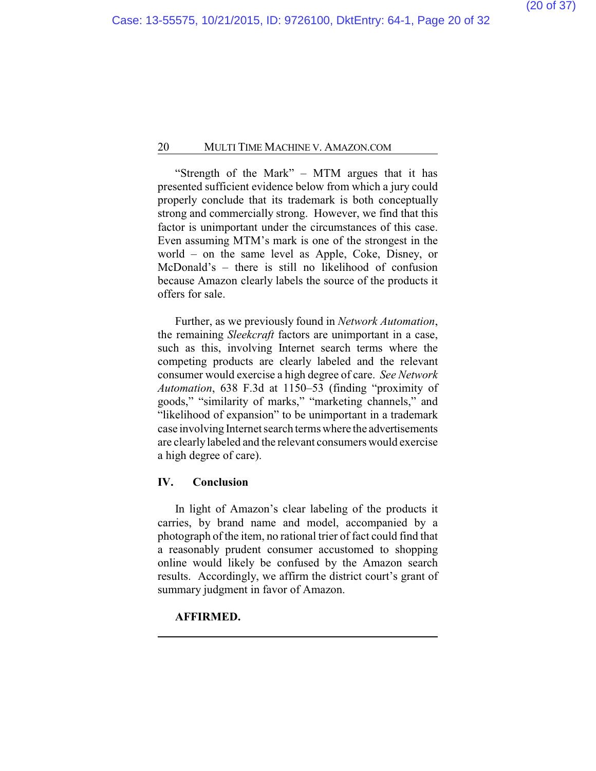"Strength of the Mark" – MTM argues that it has presented sufficient evidence below from which a jury could properly conclude that its trademark is both conceptually strong and commercially strong. However, we find that this factor is unimportant under the circumstances of this case. Even assuming MTM's mark is one of the strongest in the world – on the same level as Apple, Coke, Disney, or McDonald's – there is still no likelihood of confusion because Amazon clearly labels the source of the products it offers for sale.

Further, as we previously found in *Network Automation*, the remaining *Sleekcraft* factors are unimportant in a case, such as this, involving Internet search terms where the competing products are clearly labeled and the relevant consumer would exercise a high degree of care. *See Network Automation*, 638 F.3d at 1150–53 (finding "proximity of goods," "similarity of marks," "marketing channels," and "likelihood of expansion" to be unimportant in a trademark case involving Internet search terms where the advertisements are clearly labeled and the relevant consumers would exercise a high degree of care).

## IV. Conclusion

In light of Amazon's clear labeling of the products it carries, by brand name and model, accompanied by a photograph of the item, no rational trier of fact could find that a reasonably prudent consumer accustomed to shopping online would likely be confused by the Amazon search results. Accordingly, we affirm the district court's grant of summary judgment in favor of Amazon.

**AFFIRMED.**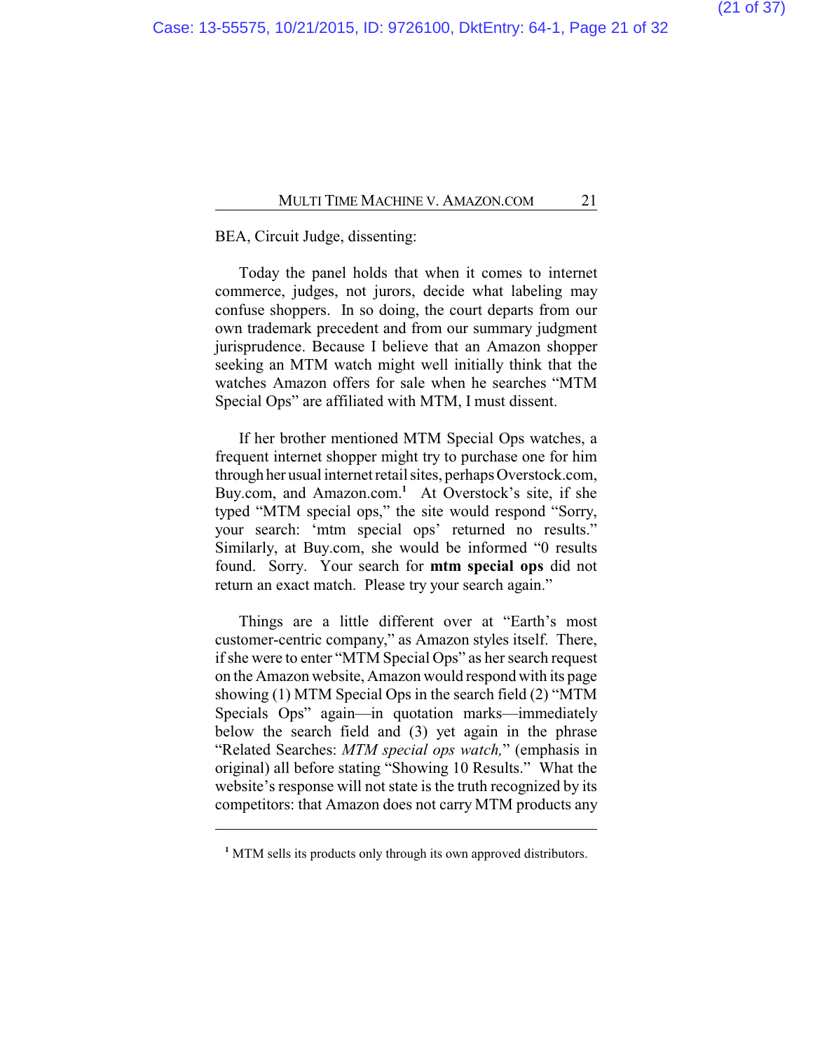BEA, Circuit Judge, dissenting:

Today the panel holds that when it comes to internet commerce, judges, not jurors, decide what labeling may confuse shoppers. In so doing, the court departs from our own trademark precedent and from our summary judgment jurisprudence. Because I believe that an Amazon shopper seeking an MTM watch might well initially think that the watches Amazon offers for sale when he searches "MTM Special Ops" are affiliated with MTM, I must dissent.

If her brother mentioned MTM Special Ops watches, a frequent internet shopper might try to purchase one for him through her usual internet retail sites, perhaps Overstock.com, Buy.com, and Amazon.com.[1] At Overstock's site, if she typed "MTM special ops," the site would respond "Sorry, your search: 'mtm special ops' returned no results." Similarly, at Buy.com, she would be informed "0 results found. Sorry. Your search for **mtm special ops** did not return an exact match. Please try your search again."

Things are a little different over at "Earth's most customer-centric company," as Amazon styles itself. There, if she were to enter "MTM Special Ops" as her search request on the Amazon website, Amazon would respond with its page showing (1) MTM Special Ops in the search field (2) "MTM Specials Ops" again—in quotation marks—immediately below the search field and (3) yet again in the phrase "Related Searches: *MTM special ops watch,*" (emphasis in original) all before stating "Showing 10 Results." What the website's response will not state is the truth recognized by its competitors: that Amazon does not carry MTM products any

[1] MTM sells its products only through its own approved distributors.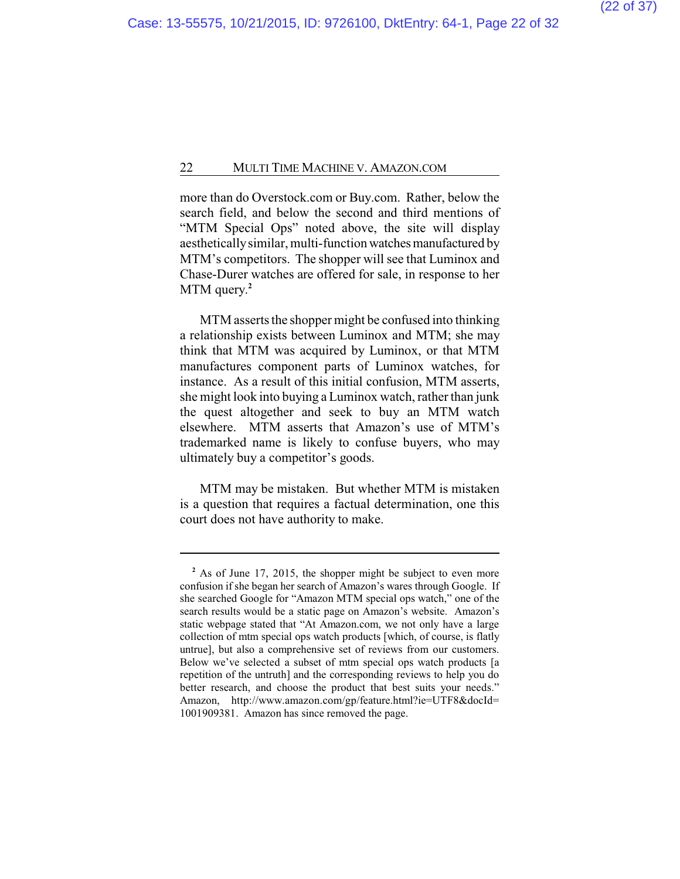more than do Overstock.com or Buy.com. Rather, below the search field, and below the second and third mentions of "MTM Special Ops" noted above, the site will display aesthetically similar, multi-function watches manufactured by MTM's competitors. The shopper will see that Luminox and Chase-Durer watches are offered for sale, in response to her MTM query.[2]

MTM asserts the shopper might be confused into thinking a relationship exists between Luminox and MTM; she may think that MTM was acquired by Luminox, or that MTM manufactures component parts of Luminox watches, for instance. As a result of this initial confusion, MTM asserts, she might look into buying a Luminox watch, rather than junk the quest altogether and seek to buy an MTM watch elsewhere. MTM asserts that Amazon's use of MTM's trademarked name is likely to confuse buyers, who may ultimately buy a competitor's goods.

MTM may be mistaken. But whether MTM is mistaken is a question that requires a factual determination, one this court does not have authority to make.

---

[2] As of June 17, 2015, the shopper might be subject to even more confusion if she began her search of Amazon's wares through Google. If she searched Google for "Amazon MTM special ops watch," one of the search results would be a static page on Amazon's website. Amazon's static webpage stated that "At Amazon.com, we not only have a large collection of mtm special ops watch products [which, of course, is flatly untrue], but also a comprehensive set of reviews from our customers. Below we've selected a subset of mtm special ops watch products [a repetition of the untruth] and the corresponding reviews to help you do better research, and choose the product that best suits your needs." Amazon, http://www.amazon.com/gp/feature.html?ie=UTF8&docId=1001909381. Amazon has since removed the page.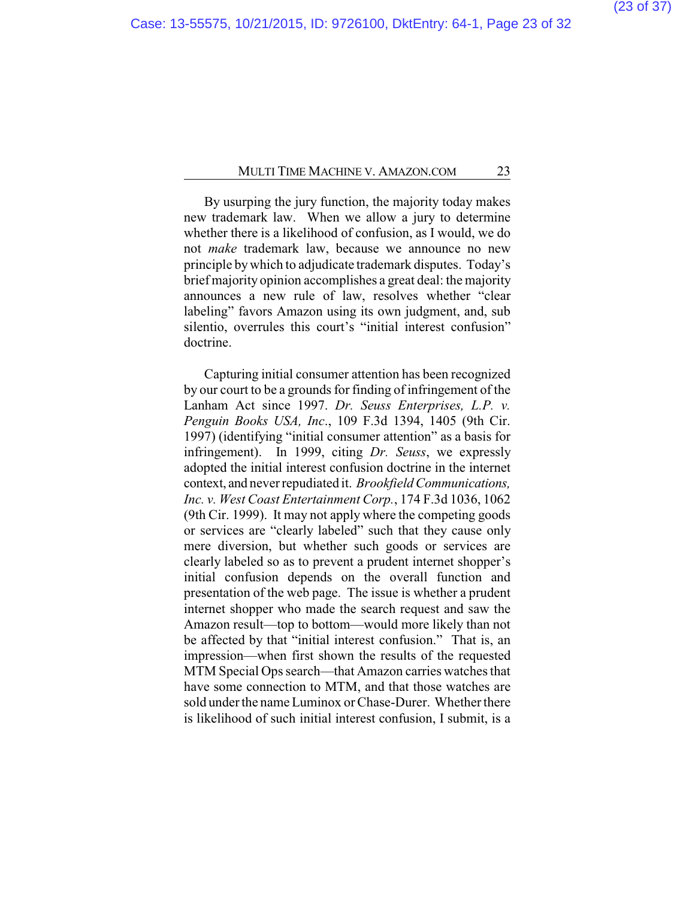By usurping the jury function, the majority today makes new trademark law. When we allow a jury to determine whether there is a likelihood of confusion, as I would, we do not *make* trademark law, because we announce no new principle by which to adjudicate trademark disputes. Today's brief majority opinion accomplishes a great deal: the majority announces a new rule of law, resolves whether "clear labeling" favors Amazon using its own judgment, and, sub silentio, overrules this court's "initial interest confusion" doctrine.

Capturing initial consumer attention has been recognized by our court to be a grounds for finding of infringement of the Lanham Act since 1997. *Dr. Seuss Enterprises, L.P. v. Penguin Books USA, Inc.*, 109 F.3d 1394, 1405 (9th Cir. 1997) (identifying "initial consumer attention" as a basis for infringement). In 1999, citing *Dr. Seuss*, we expressly adopted the initial interest confusion doctrine in the internet context, and never repudiated it. *Brookfield Communications, Inc. v. West Coast Entertainment Corp.*, 174 F.3d 1036, 1062 (9th Cir. 1999). It may not apply where the competing goods or services are "clearly labeled" such that they cause only mere diversion, but whether such goods or services are clearly labeled so as to prevent a prudent internet shopper's initial confusion depends on the overall function and presentation of the web page. The issue is whether a prudent internet shopper who made the search request and saw the Amazon result—top to bottom—would more likely than not be affected by that "initial interest confusion." That is, an impression—when first shown the results of the requested MTM Special Ops search—that Amazon carries watches that have some connection to MTM, and that those watches are sold under the name Luminox or Chase-Durer. Whether there is likelihood of such initial interest confusion, I submit, is a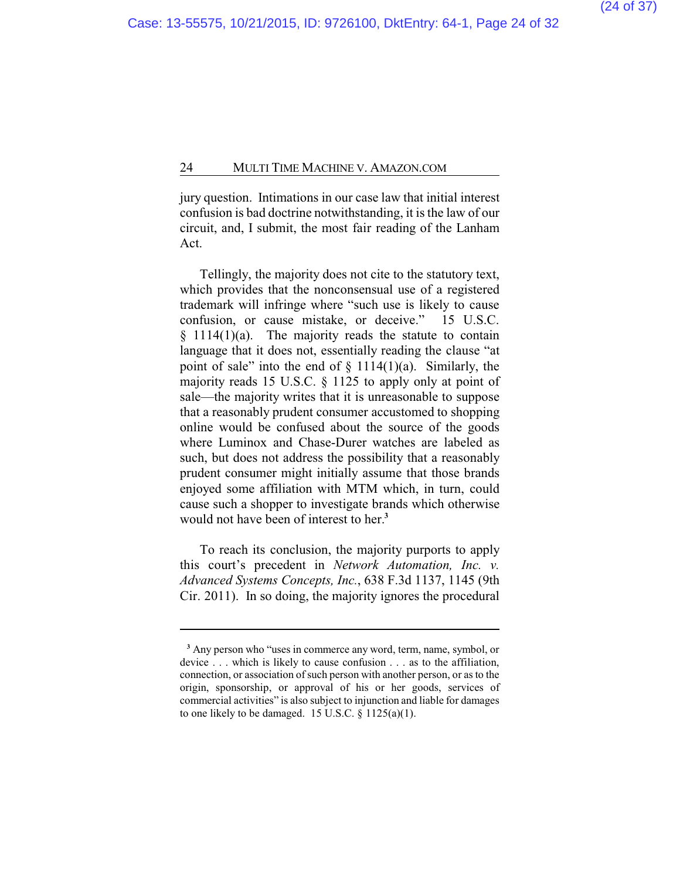jury question. Intimations in our case law that initial interest confusion is bad doctrine notwithstanding, it is the law of our circuit, and, I submit, the most fair reading of the Lanham Act.

Tellingly, the majority does not cite to the statutory text, which provides that the nonconsensual use of a registered trademark will infringe where "such use is likely to cause confusion, or cause mistake, or deceive." 15 U.S.C. § 1114(1)(a). The majority reads the statute to contain language that it does not, essentially reading the clause "at point of sale" into the end of § 1114(1)(a). Similarly, the majority reads 15 U.S.C. § 1125 to apply only at point of sale—the majority writes that it is unreasonable to suppose that a reasonably prudent consumer accustomed to shopping online would be confused about the source of the goods where Luminox and Chase-Durer watches are labeled as such, but does not address the possibility that a reasonably prudent consumer might initially assume that those brands enjoyed some affiliation with MTM which, in turn, could cause such a shopper to investigate brands which otherwise would not have been of interest to her.[3]

To reach its conclusion, the majority purports to apply this court's precedent in *Network Automation, Inc. v. Advanced Systems Concepts, Inc.*, 638 F.3d 1137, 1145 (9th Cir. 2011). In so doing, the majority ignores the procedural

---

[3] Any person who "uses in commerce any word, term, name, symbol, or device . . . which is likely to cause confusion . . . as to the affiliation, connection, or association of such person with another person, or as to the origin, sponsorship, or approval of his or her goods, services of commercial activities" is also subject to injunction and liable for damages to one likely to be damaged. 15 U.S.C. § 1125(a)(1).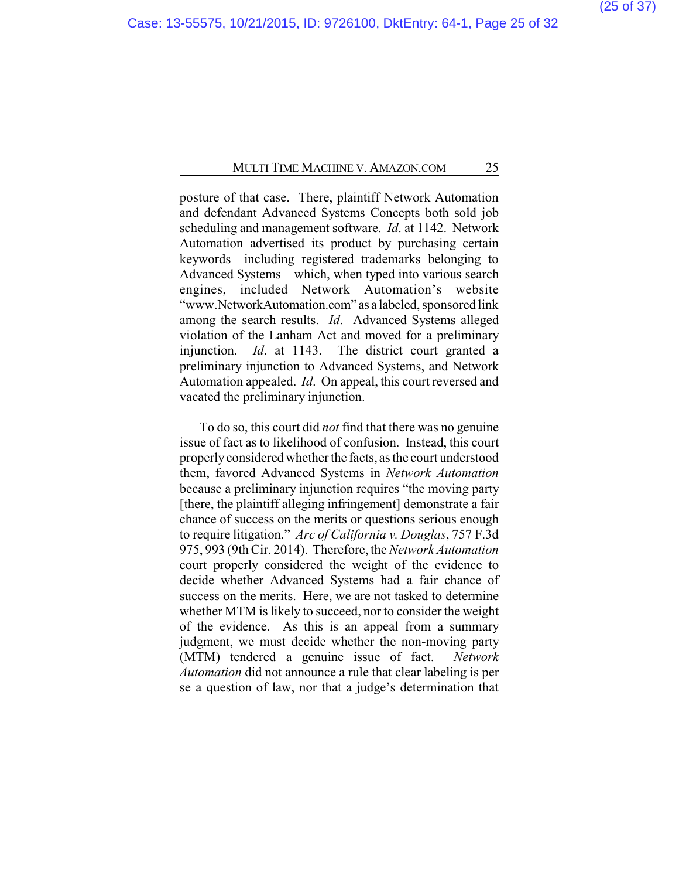posture of that case. There, plaintiff Network Automation and defendant Advanced Systems Concepts both sold job scheduling and management software. *Id*. at 1142. Network Automation advertised its product by purchasing certain keywords—including registered trademarks belonging to Advanced Systems—which, when typed into various search engines, included Network Automation's website "www.NetworkAutomation.com" as a labeled, sponsored link among the search results. *Id*. Advanced Systems alleged violation of the Lanham Act and moved for a preliminary injunction. *Id*. at 1143. The district court granted a preliminary injunction to Advanced Systems, and Network Automation appealed. *Id*. On appeal, this court reversed and vacated the preliminary injunction.

To do so, this court did *not* find that there was no genuine issue of fact as to likelihood of confusion. Instead, this court properly considered whether the facts, as the court understood them, favored Advanced Systems in *Network Automation* because a preliminary injunction requires "the moving party [there, the plaintiff alleging infringement] demonstrate a fair chance of success on the merits or questions serious enough to require litigation." *Arc of California v. Douglas*, 757 F.3d 975, 993 (9th Cir. 2014). Therefore, the *Network Automation* court properly considered the weight of the evidence to decide whether Advanced Systems had a fair chance of success on the merits. Here, we are not tasked to determine whether MTM is likely to succeed, nor to consider the weight of the evidence. As this is an appeal from a summary judgment, we must decide whether the non-moving party (MTM) tendered a genuine issue of fact. *Network Automation* did not announce a rule that clear labeling is per se a question of law, nor that a judge's determination that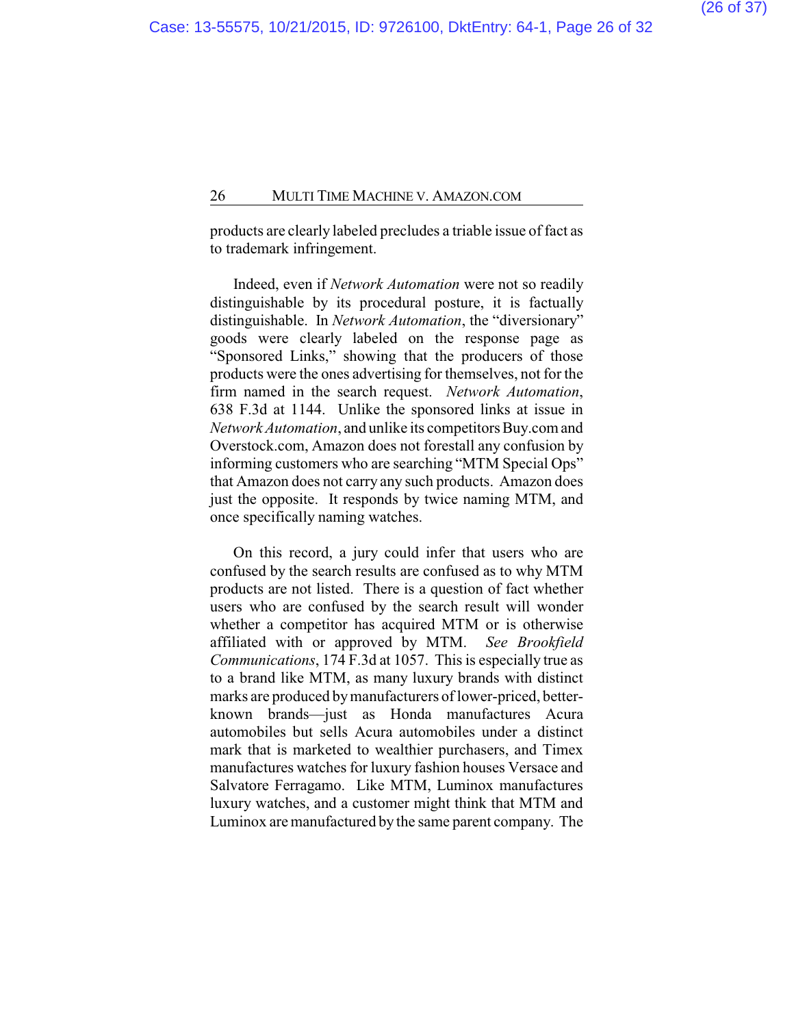products are clearly labeled precludes a triable issue of fact as to trademark infringement.

Indeed, even if *Network Automation* were not so readily distinguishable by its procedural posture, it is factually distinguishable. In *Network Automation*, the "diversionary" goods were clearly labeled on the response page as "Sponsored Links," showing that the producers of those products were the ones advertising for themselves, not for the firm named in the search request. *Network Automation*, 638 F.3d at 1144. Unlike the sponsored links at issue in *Network Automation*, and unlike its competitors Buy.com and Overstock.com, Amazon does not forestall any confusion by informing customers who are searching "MTM Special Ops" that Amazon does not carry any such products. Amazon does just the opposite. It responds by twice naming MTM, and once specifically naming watches.

On this record, a jury could infer that users who are confused by the search results are confused as to why MTM products are not listed. There is a question of fact whether users who are confused by the search result will wonder whether a competitor has acquired MTM or is otherwise affiliated with or approved by MTM. *See Brookfield Communications*, 174 F.3d at 1057. This is especially true as to a brand like MTM, as many luxury brands with distinct marks are produced by manufacturers of lower-priced, better-known brands—just as Honda manufactures Acura automobiles but sells Acura automobiles under a distinct mark that is marketed to wealthier purchasers, and Timex manufactures watches for luxury fashion houses Versace and Salvatore Ferragamo. Like MTM, Luminox manufactures luxury watches, and a customer might think that MTM and Luminox are manufactured by the same parent company. The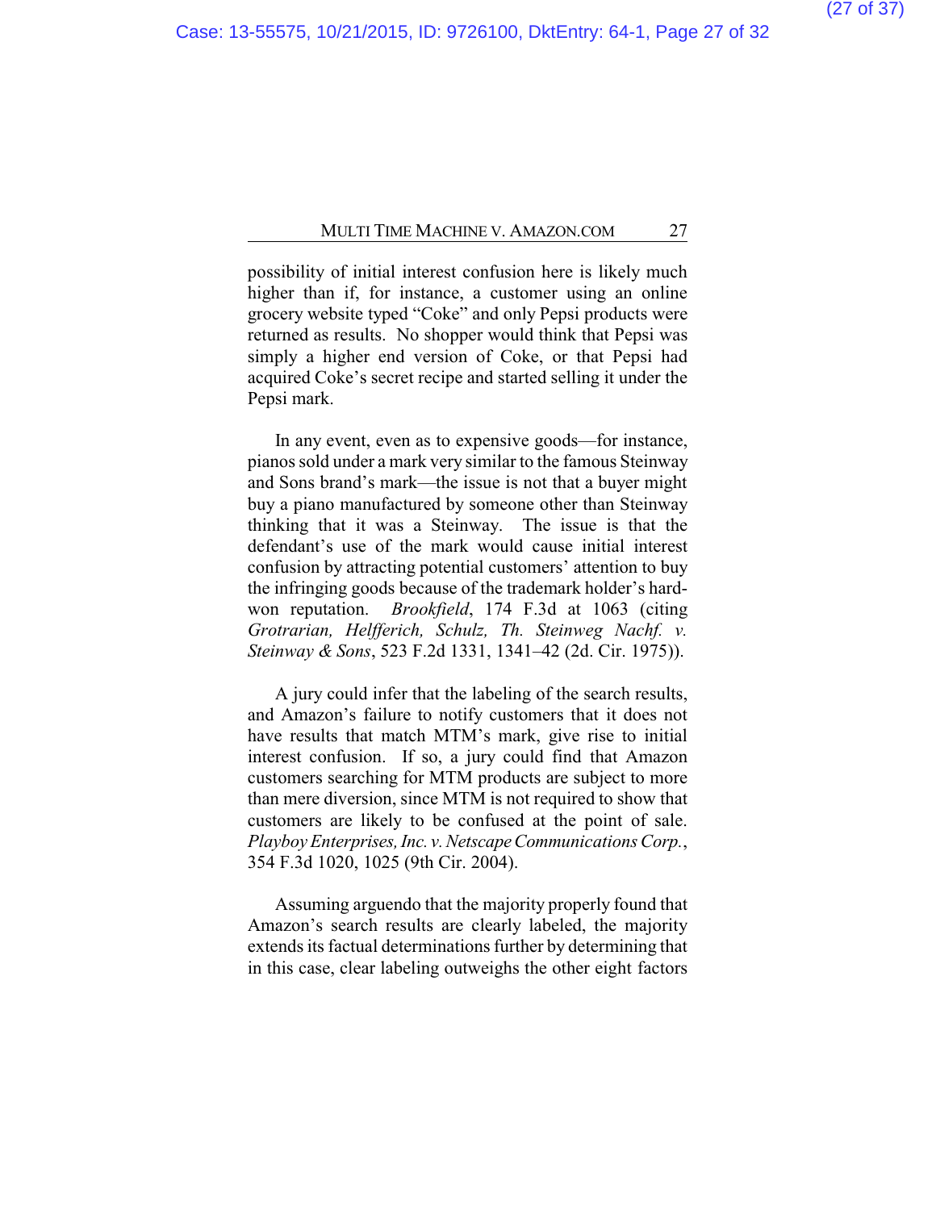possibility of initial interest confusion here is likely much higher than if, for instance, a customer using an online grocery website typed "Coke" and only Pepsi products were returned as results. No shopper would think that Pepsi was simply a higher end version of Coke, or that Pepsi had acquired Coke's secret recipe and started selling it under the Pepsi mark.

In any event, even as to expensive goods—for instance, pianos sold under a mark very similar to the famous Steinway and Sons brand's mark—the issue is not that a buyer might buy a piano manufactured by someone other than Steinway thinking that it was a Steinway. The issue is that the defendant's use of the mark would cause initial interest confusion by attracting potential customers' attention to buy the infringing goods because of the trademark holder's hard-won reputation. *Brookfield*, 174 F.3d at 1063 (citing *Grotrarian, Helfferich, Schulz, Th. Steinweg Nachf. v. Steinway & Sons*, 523 F.2d 1331, 1341–42 (2d. Cir. 1975)).

A jury could infer that the labeling of the search results, and Amazon's failure to notify customers that it does not have results that match MTM's mark, give rise to initial interest confusion. If so, a jury could find that Amazon customers searching for MTM products are subject to more than mere diversion, since MTM is not required to show that customers are likely to be confused at the point of sale. *Playboy Enterprises, Inc. v. Netscape Communications Corp.*, 354 F.3d 1020, 1025 (9th Cir. 2004).

Assuming arguendo that the majority properly found that Amazon's search results are clearly labeled, the majority extends its factual determinations further by determining that in this case, clear labeling outweighs the other eight factors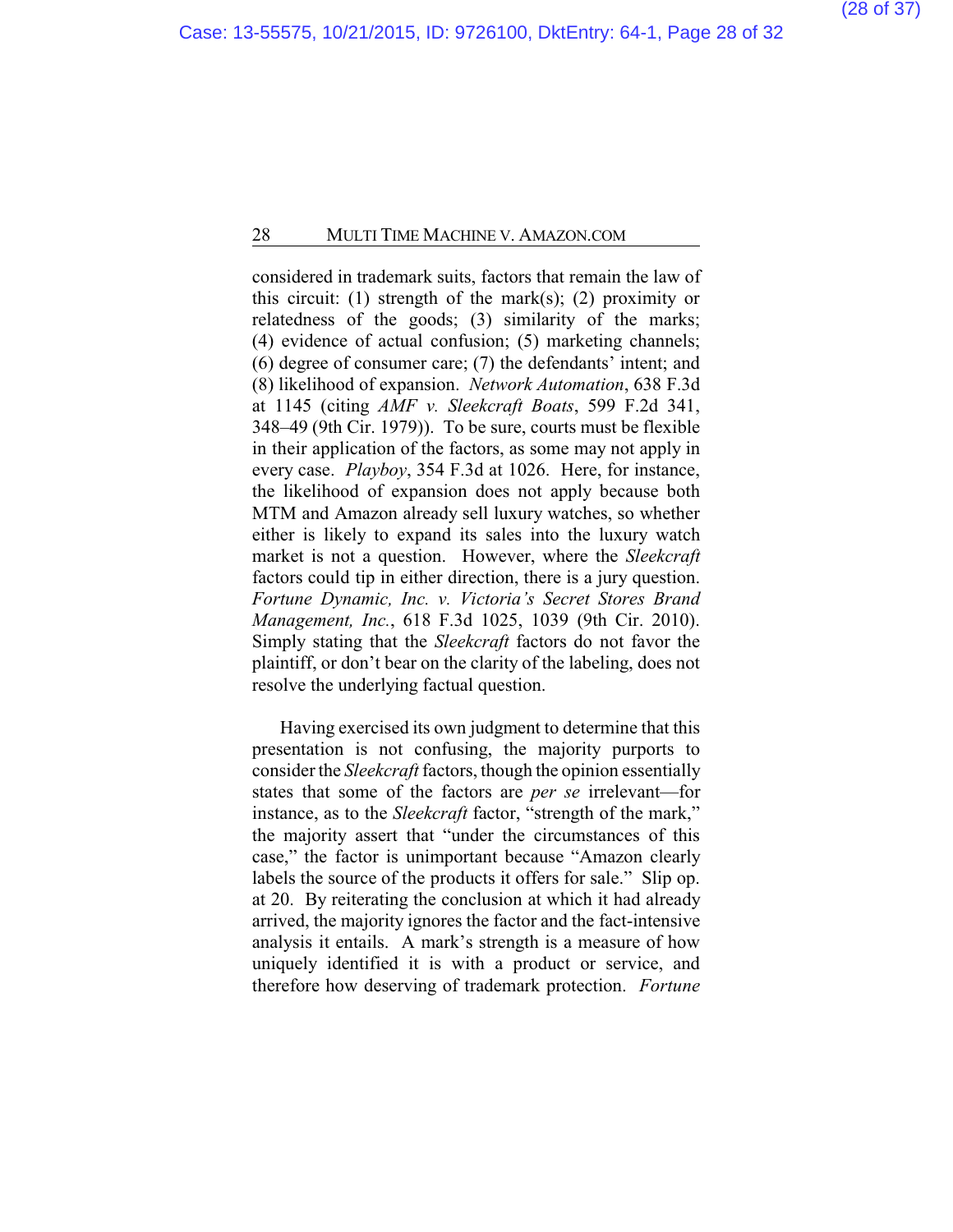considered in trademark suits, factors that remain the law of this circuit: (1) strength of the mark(s); (2) proximity or relatedness of the goods; (3) similarity of the marks; (4) evidence of actual confusion; (5) marketing channels; (6) degree of consumer care; (7) the defendants' intent; and (8) likelihood of expansion. *Network Automation*, 638 F.3d at 1145 (citing *AMF v. Sleekcraft Boats*, 599 F.2d 341, 348–49 (9th Cir. 1979)). To be sure, courts must be flexible in their application of the factors, as some may not apply in every case. *Playboy*, 354 F.3d at 1026. Here, for instance, the likelihood of expansion does not apply because both MTM and Amazon already sell luxury watches, so whether either is likely to expand its sales into the luxury watch market is not a question. However, where the *Sleekcraft* factors could tip in either direction, there is a jury question. *Fortune Dynamic, Inc. v. Victoria's Secret Stores Brand Management, Inc.*, 618 F.3d 1025, 1039 (9th Cir. 2010). Simply stating that the *Sleekcraft* factors do not favor the plaintiff, or don't bear on the clarity of the labeling, does not resolve the underlying factual question.

Having exercised its own judgment to determine that this presentation is not confusing, the majority purports to consider the *Sleekcraft* factors, though the opinion essentially states that some of the factors are *per se* irrelevant—for instance, as to the *Sleekcraft* factor, "strength of the mark," the majority assert that "under the circumstances of this case," the factor is unimportant because "Amazon clearly labels the source of the products it offers for sale." Slip op. at 20. By reiterating the conclusion at which it had already arrived, the majority ignores the factor and the fact-intensive analysis it entails. A mark's strength is a measure of how uniquely identified it is with a product or service, and therefore how deserving of trademark protection. *Fortune*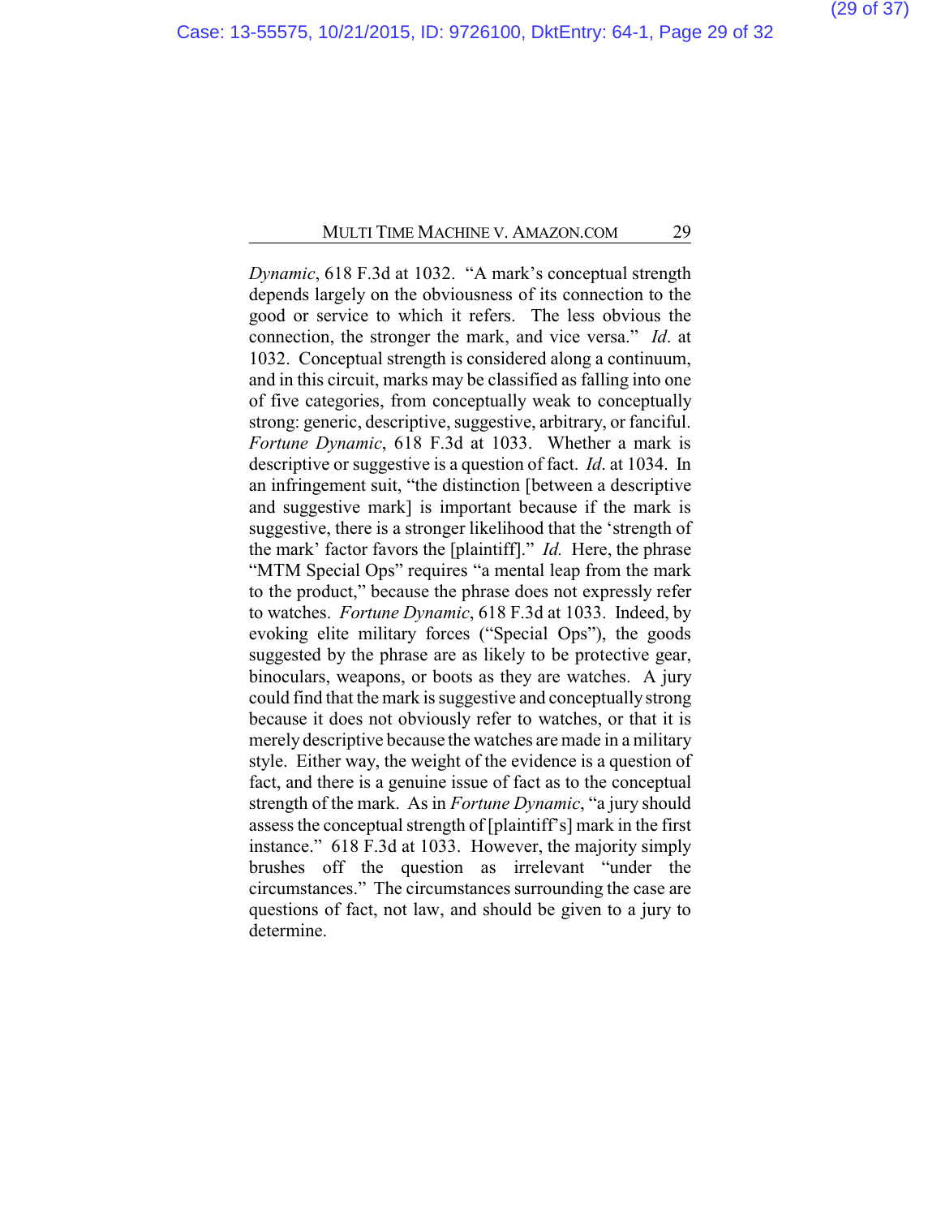*Dynamic*, 618 F.3d at 1032. "A mark's conceptual strength depends largely on the obviousness of its connection to the good or service to which it refers. The less obvious the connection, the stronger the mark, and vice versa." *Id*. at 1032. Conceptual strength is considered along a continuum, and in this circuit, marks may be classified as falling into one of five categories, from conceptually weak to conceptually strong: generic, descriptive, suggestive, arbitrary, or fanciful. *Fortune Dynamic*, 618 F.3d at 1033. Whether a mark is descriptive or suggestive is a question of fact. *Id*. at 1034. In an infringement suit, "the distinction [between a descriptive and suggestive mark] is important because if the mark is suggestive, there is a stronger likelihood that the 'strength of the mark' factor favors the [plaintiff]." *Id.* Here, the phrase "MTM Special Ops" requires "a mental leap from the mark to the product," because the phrase does not expressly refer to watches. *Fortune Dynamic*, 618 F.3d at 1033. Indeed, by evoking elite military forces ("Special Ops"), the goods suggested by the phrase are as likely to be protective gear, binoculars, weapons, or boots as they are watches. A jury could find that the mark is suggestive and conceptually strong because it does not obviously refer to watches, or that it is merely descriptive because the watches are made in a military style. Either way, the weight of the evidence is a question of fact, and there is a genuine issue of fact as to the conceptual strength of the mark. As in *Fortune Dynamic*, "a jury should assess the conceptual strength of [plaintiff's] mark in the first instance." 618 F.3d at 1033. However, the majority simply brushes off the question as irrelevant "under the circumstances." The circumstances surrounding the case are questions of fact, not law, and should be given to a jury to determine.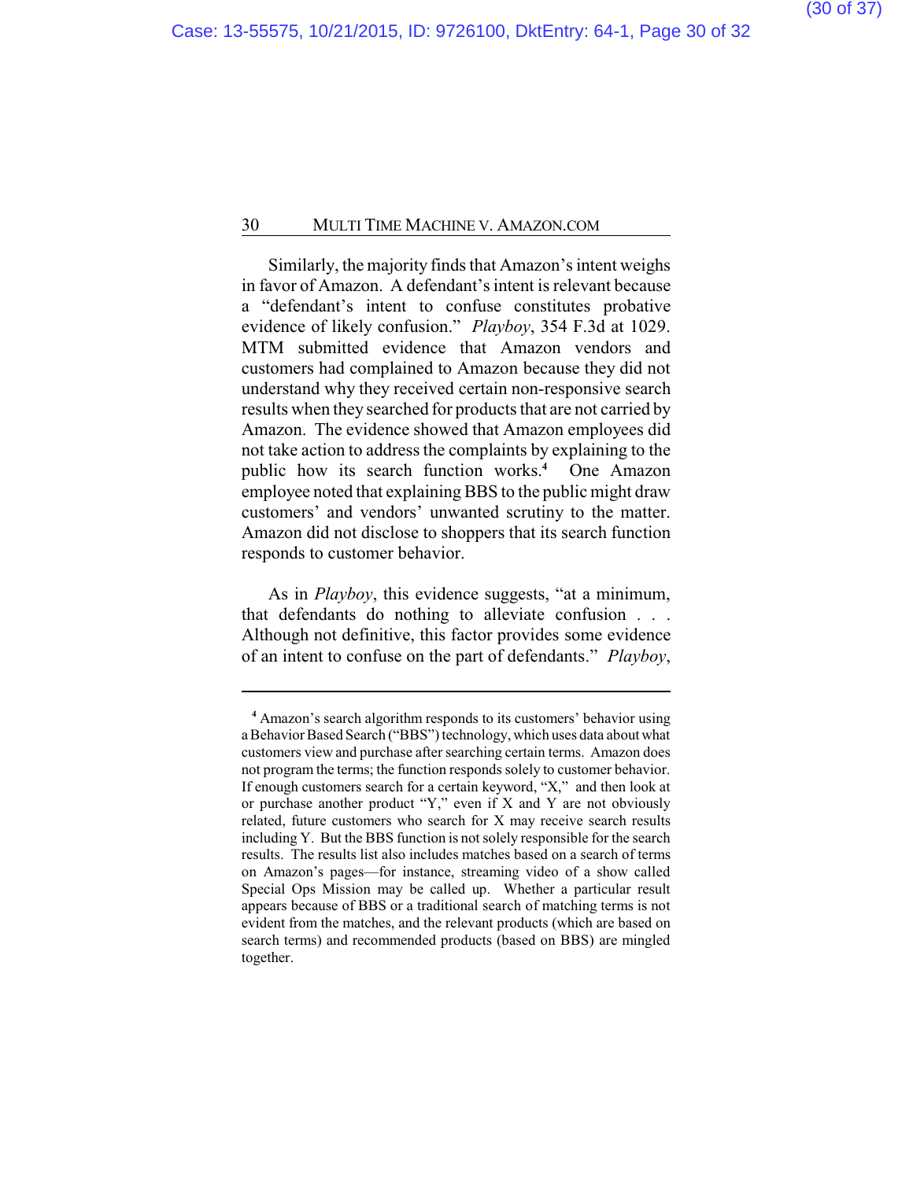Similarly, the majority finds that Amazon's intent weighs in favor of Amazon. A defendant's intent is relevant because a "defendant's intent to confuse constitutes probative evidence of likely confusion." *Playboy*, 354 F.3d at 1029. MTM submitted evidence that Amazon vendors and customers had complained to Amazon because they did not understand why they received certain non-responsive search results when they searched for products that are not carried by Amazon. The evidence showed that Amazon employees did not take action to address the complaints by explaining to the public how its search function works.[4] One Amazon employee noted that explaining BBS to the public might draw customers' and vendors' unwanted scrutiny to the matter. Amazon did not disclose to shoppers that its search function responds to customer behavior.

As in *Playboy*, this evidence suggests, "at a minimum, that defendants do nothing to alleviate confusion . . . Although not definitive, this factor provides some evidence of an intent to confuse on the part of defendants." *Playboy*,

---

[4] Amazon's search algorithm responds to its customers' behavior using a Behavior Based Search ("BBS") technology, which uses data about what customers view and purchase after searching certain terms. Amazon does not program the terms; the function responds solely to customer behavior. If enough customers search for a certain keyword, "X," and then look at or purchase another product "Y," even if X and Y are not obviously related, future customers who search for X may receive search results including Y. But the BBS function is not solely responsible for the search results. The results list also includes matches based on a search of terms on Amazon's pages—for instance, streaming video of a show called Special Ops Mission may be called up. Whether a particular result appears because of BBS or a traditional search of matching terms is not evident from the matches, and the relevant products (which are based on search terms) and recommended products (based on BBS) are mingled together.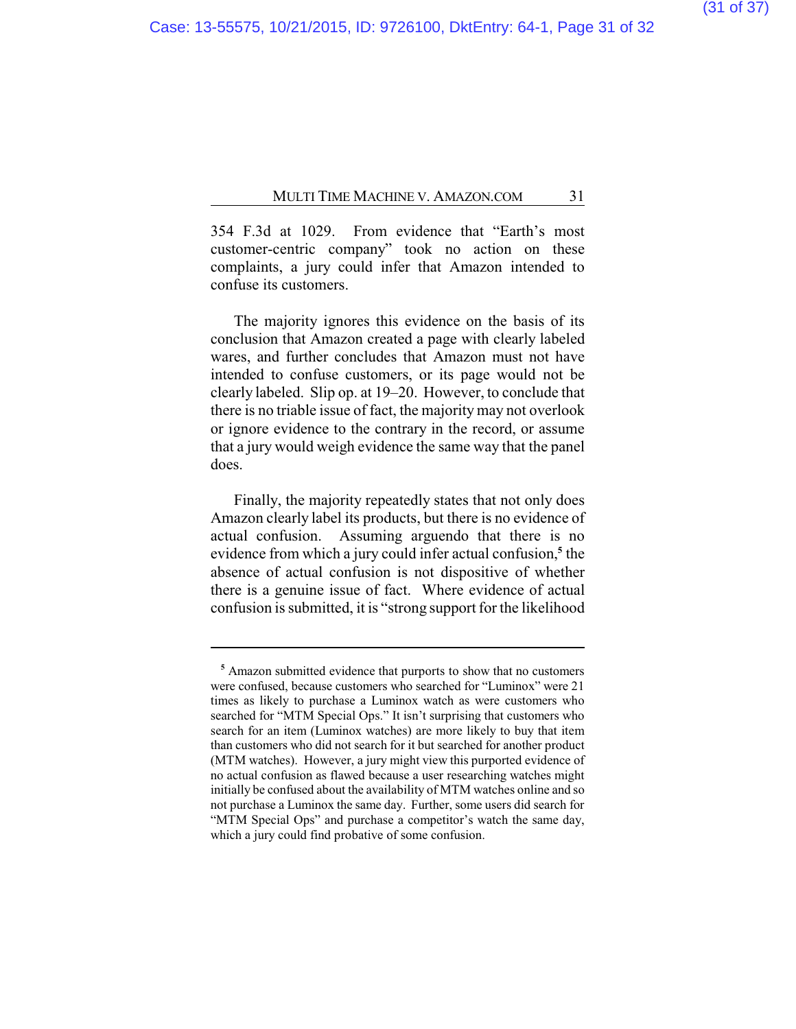354 F.3d at 1029. From evidence that "Earth's most customer-centric company" took no action on these complaints, a jury could infer that Amazon intended to confuse its customers.

The majority ignores this evidence on the basis of its conclusion that Amazon created a page with clearly labeled wares, and further concludes that Amazon must not have intended to confuse customers, or its page would not be clearly labeled. Slip op. at 19–20. However, to conclude that there is no triable issue of fact, the majority may not overlook or ignore evidence to the contrary in the record, or assume that a jury would weigh evidence the same way that the panel does.

Finally, the majority repeatedly states that not only does Amazon clearly label its products, but there is no evidence of actual confusion. Assuming arguendo that there is no evidence from which a jury could infer actual confusion,[5] the absence of actual confusion is not dispositive of whether there is a genuine issue of fact. Where evidence of actual confusion is submitted, it is "strong support for the likelihood

---

[5] Amazon submitted evidence that purports to show that no customers were confused, because customers who searched for "Luminox" were 21 times as likely to purchase a Luminox watch as were customers who searched for "MTM Special Ops." It isn't surprising that customers who search for an item (Luminox watches) are more likely to buy that item than customers who did not search for it but searched for another product (MTM watches). However, a jury might view this purported evidence of no actual confusion as flawed because a user researching watches might initially be confused about the availability of MTM watches online and so not purchase a Luminox the same day. Further, some users did search for "MTM Special Ops" and purchase a competitor's watch the same day, which a jury could find probative of some confusion.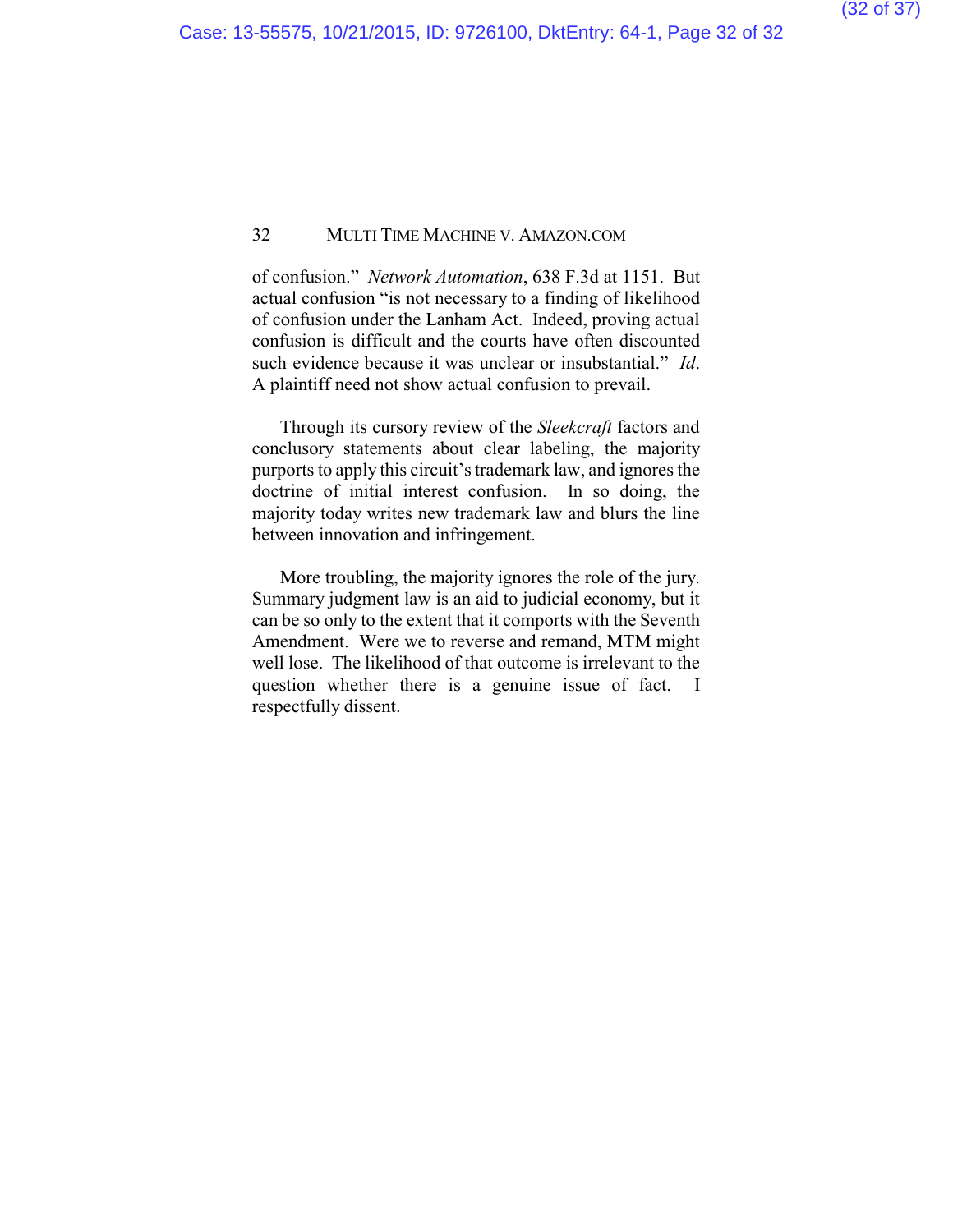of confusion." *Network Automation*, 638 F.3d at 1151. But actual confusion "is not necessary to a finding of likelihood of confusion under the Lanham Act. Indeed, proving actual confusion is difficult and the courts have often discounted such evidence because it was unclear or insubstantial." *Id*. A plaintiff need not show actual confusion to prevail.

Through its cursory review of the *Sleekcraft* factors and conclusory statements about clear labeling, the majority purports to apply this circuit's trademark law, and ignores the doctrine of initial interest confusion. In so doing, the majority today writes new trademark law and blurs the line between innovation and infringement.

More troubling, the majority ignores the role of the jury. Summary judgment law is an aid to judicial economy, but it can be so only to the extent that it comports with the Seventh Amendment. Were we to reverse and remand, MTM might well lose. The likelihood of that outcome is irrelevant to the question whether there is a genuine issue of fact. I respectfully dissent.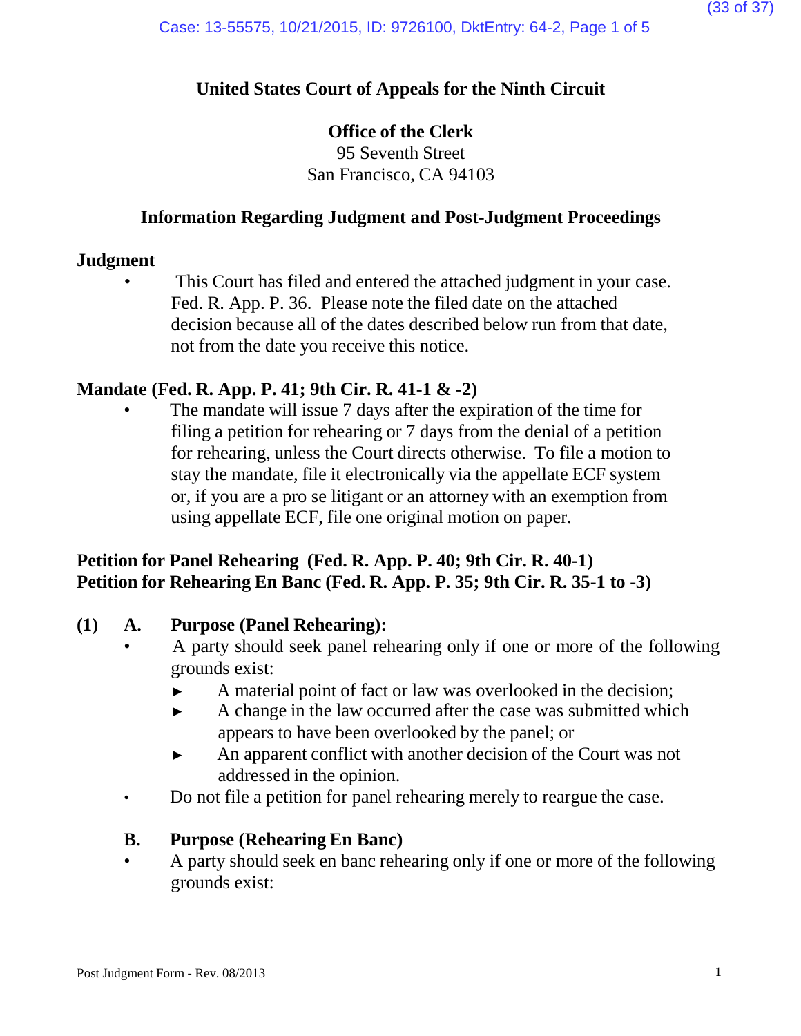# United States Court of Appeals for the Ninth Circuit

## Office of the Clerk

95 Seventh Street
San Francisco, CA 94103

## Information Regarding Judgment and Post-Judgment Proceedings

### Judgment

- This Court has filed and entered the attached judgment in your case. Fed. R. App. P. 36. Please note the filed date on the attached decision because all of the dates described below run from that date, not from the date you receive this notice.

### Mandate (Fed. R. App. P. 41; 9th Cir. R. 41-1 & -2)

- The mandate will issue 7 days after the expiration of the time for filing a petition for rehearing or 7 days from the denial of a petition for rehearing, unless the Court directs otherwise. To file a motion to stay the mandate, file it electronically via the appellate ECF system or, if you are a pro se litigant or an attorney with an exemption from using appellate ECF, file one original motion on paper.

### Petition for Panel Rehearing (Fed. R. App. P. 40; 9th Cir. R. 40-1)
### Petition for Rehearing En Banc (Fed. R. App. P. 35; 9th Cir. R. 35-1 to -3)

**(1) A. Purpose (Panel Rehearing):**

- A party should seek panel rehearing only if one or more of the following grounds exist:
  - ► A material point of fact or law was overlooked in the decision;
  - ► A change in the law occurred after the case was submitted which appears to have been overlooked by the panel; or
  - ► An apparent conflict with another decision of the Court was not addressed in the opinion.
- Do not file a petition for panel rehearing merely to reargue the case.

**B. Purpose (Rehearing En Banc)**

- A party should seek en banc rehearing only if one or more of the following grounds exist:

Post Judgment Form - Rev. 08/2013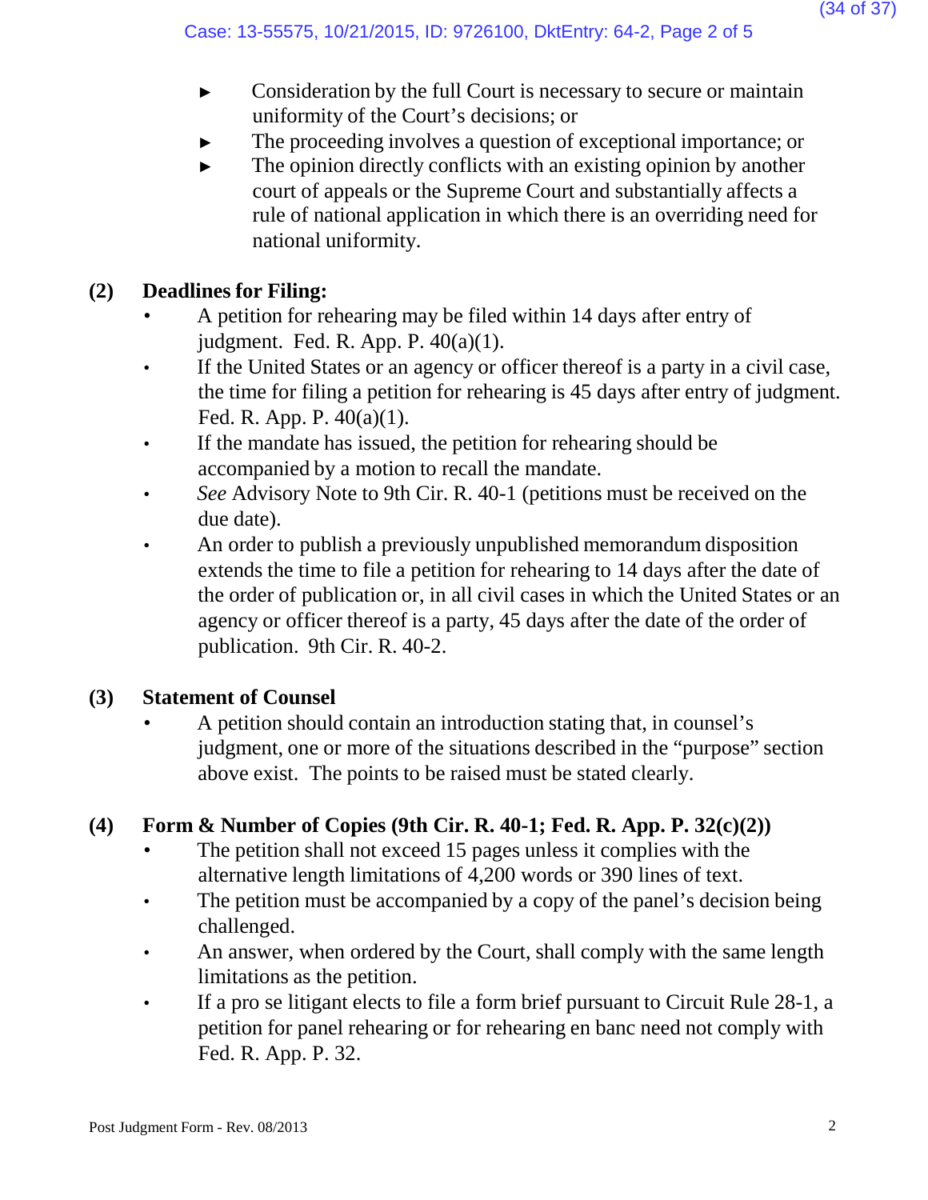- Consideration by the full Court is necessary to secure or maintain uniformity of the Court's decisions; or
- The proceeding involves a question of exceptional importance; or
- The opinion directly conflicts with an existing opinion by another court of appeals or the Supreme Court and substantially affects a rule of national application in which there is an overriding need for national uniformity.

**(2) Deadlines for Filing:**

- A petition for rehearing may be filed within 14 days after entry of judgment. Fed. R. App. P. 40(a)(1).
- If the United States or an agency or officer thereof is a party in a civil case, the time for filing a petition for rehearing is 45 days after entry of judgment. Fed. R. App. P. 40(a)(1).
- If the mandate has issued, the petition for rehearing should be accompanied by a motion to recall the mandate.
- *See* Advisory Note to 9th Cir. R. 40-1 (petitions must be received on the due date).
- An order to publish a previously unpublished memorandum disposition extends the time to file a petition for rehearing to 14 days after the date of the order of publication or, in all civil cases in which the United States or an agency or officer thereof is a party, 45 days after the date of the order of publication. 9th Cir. R. 40-2.

**(3) Statement of Counsel**

- A petition should contain an introduction stating that, in counsel's judgment, one or more of the situations described in the "purpose" section above exist. The points to be raised must be stated clearly.

**(4) Form & Number of Copies (9th Cir. R. 40-1; Fed. R. App. P. 32(c)(2))**

- The petition shall not exceed 15 pages unless it complies with the alternative length limitations of 4,200 words or 390 lines of text.
- The petition must be accompanied by a copy of the panel's decision being challenged.
- An answer, when ordered by the Court, shall comply with the same length limitations as the petition.
- If a pro se litigant elects to file a form brief pursuant to Circuit Rule 28-1, a petition for panel rehearing or for rehearing en banc need not comply with Fed. R. App. P. 32.

Post Judgment Form - Rev. 08/2013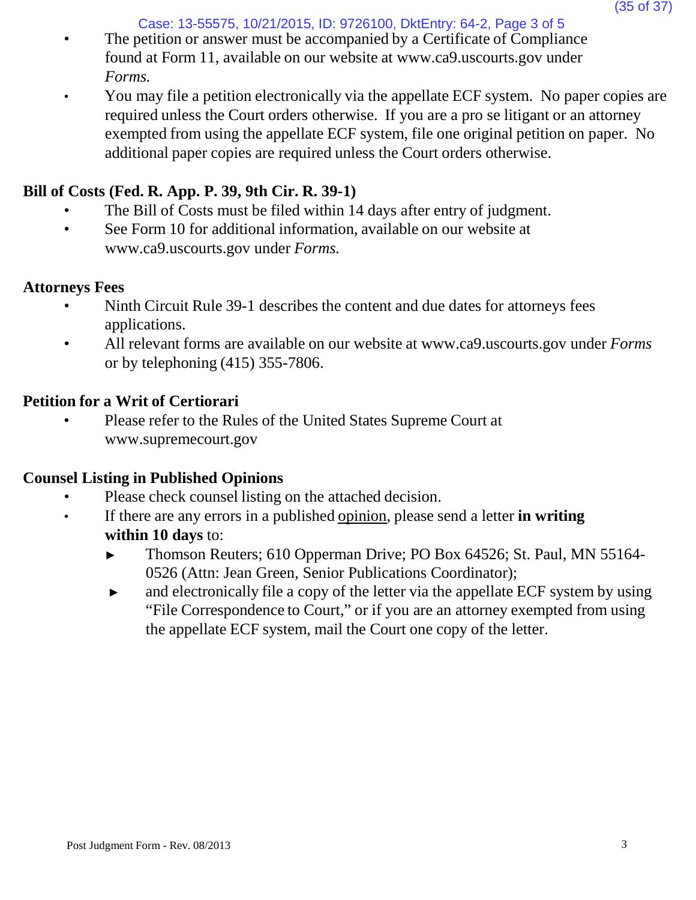- The petition or answer must be accompanied by a Certificate of Compliance found at Form 11, available on our website at www.ca9.uscourts.gov under *Forms.*
- You may file a petition electronically via the appellate ECF system. No paper copies are required unless the Court orders otherwise. If you are a pro se litigant or an attorney exempted from using the appellate ECF system, file one original petition on paper. No additional paper copies are required unless the Court orders otherwise.

**Bill of Costs (Fed. R. App. P. 39, 9th Cir. R. 39-1)**

- The Bill of Costs must be filed within 14 days after entry of judgment.
- See Form 10 for additional information, available on our website at www.ca9.uscourts.gov under *Forms.*

**Attorneys Fees**

- Ninth Circuit Rule 39-1 describes the content and due dates for attorneys fees applications.
- All relevant forms are available on our website at www.ca9.uscourts.gov under *Forms* or by telephoning (415) 355-7806.

**Petition for a Writ of Certiorari**

- Please refer to the Rules of the United States Supreme Court at www.supremecourt.gov

**Counsel Listing in Published Opinions**

- Please check counsel listing on the attached decision.
- If there are any errors in a published opinion, please send a letter **in writing within 10 days** to:
  - ► Thomson Reuters; 610 Opperman Drive; PO Box 64526; St. Paul, MN 55164-0526 (Attn: Jean Green, Senior Publications Coordinator);
  - ► and electronically file a copy of the letter via the appellate ECF system by using "File Correspondence to Court," or if you are an attorney exempted from using the appellate ECF system, mail the Court one copy of the letter.

Post Judgment Form - Rev. 08/2013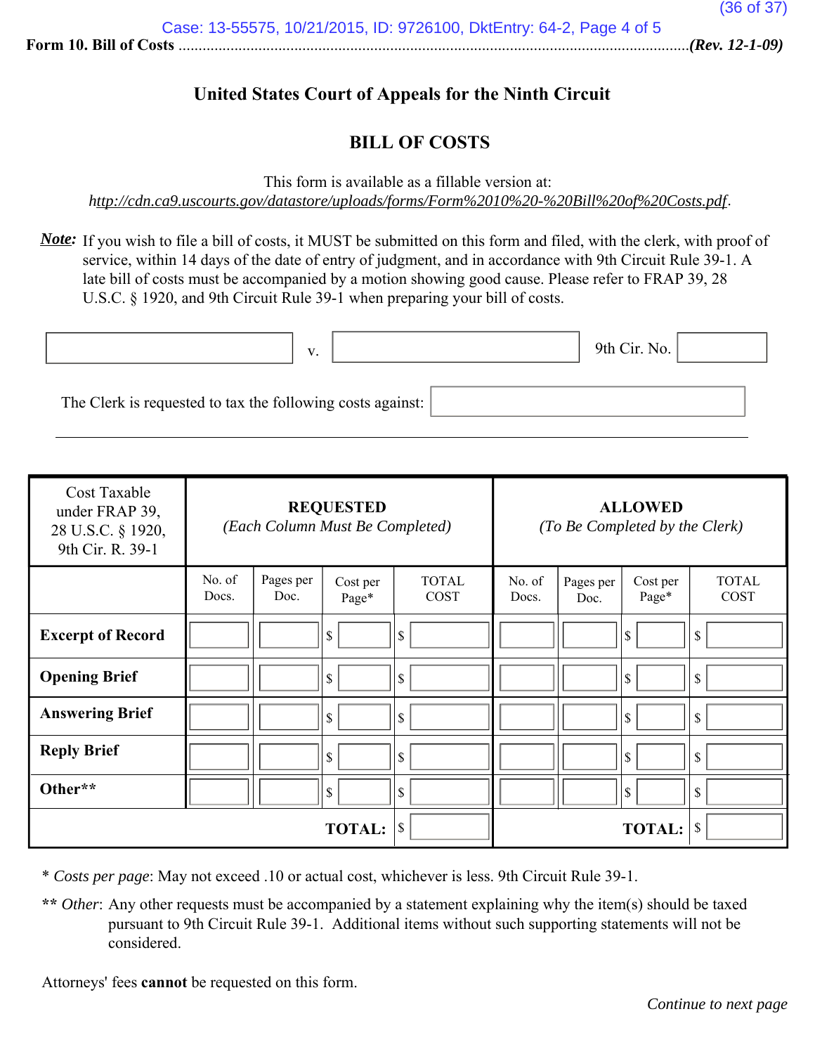Form 10. Bill of Costs ................................................................................................................(Rev. 12-1-09)

## United States Court of Appeals for the Ninth Circuit

## BILL OF COSTS

This form is available as a fillable version at:
*http://cdn.ca9.uscourts.gov/datastore/uploads/forms/Form%2010%20-%20Bill%20of%20Costs.pdf*.

***Note:*** If you wish to file a bill of costs, it MUST be submitted on this form and filed, with the clerk, with proof of service, within 14 days of the date of entry of judgment, and in accordance with 9th Circuit Rule 39-1. A late bill of costs must be accompanied by a motion showing good cause. Please refer to FRAP 39, 28 U.S.C. § 1920, and 9th Circuit Rule 39-1 when preparing your bill of costs.

\_\_\_\_\_\_\_\_\_\_\_\_ v. \_\_\_\_\_\_\_\_\_\_\_\_ 9th Cir. No. \_\_\_\_\_\_\_\_

The Clerk is requested to tax the following costs against: \_\_\_\_\_\_\_\_\_\_\_\_

| Cost Taxable under FRAP 39, 28 U.S.C. § 1920, 9th Cir. R. 39-1 | **REQUESTED** *(Each Column Must Be Completed)* | | | | **ALLOWED** *(To Be Completed by the Clerk)* | | | |
|---|---|---|---|---|---|---|---|---|
| | No. of Docs. | Pages per Doc. | Cost per Page* | TOTAL COST | No. of Docs. | Pages per Doc. | Cost per Page* | TOTAL COST |
| **Excerpt of Record** | | | $ | $ | | | $ | $ |
| **Opening Brief** | | | $ | $ | | | $ | $ |
| **Answering Brief** | | | $ | $ | | | $ | $ |
| **Reply Brief** | | | $ | $ | | | $ | $ |
| **Other**** | | | $ | $ | | | $ | $ |
| | | | **TOTAL:** | $ | | | **TOTAL:** | $ |

\* *Costs per page*: May not exceed .10 or actual cost, whichever is less. 9th Circuit Rule 39-1.

\*\* *Other*: Any other requests must be accompanied by a statement explaining why the item(s) should be taxed pursuant to 9th Circuit Rule 39-1. Additional items without such supporting statements will not be considered.

Attorneys' fees **cannot** be requested on this form.

*Continue to next page*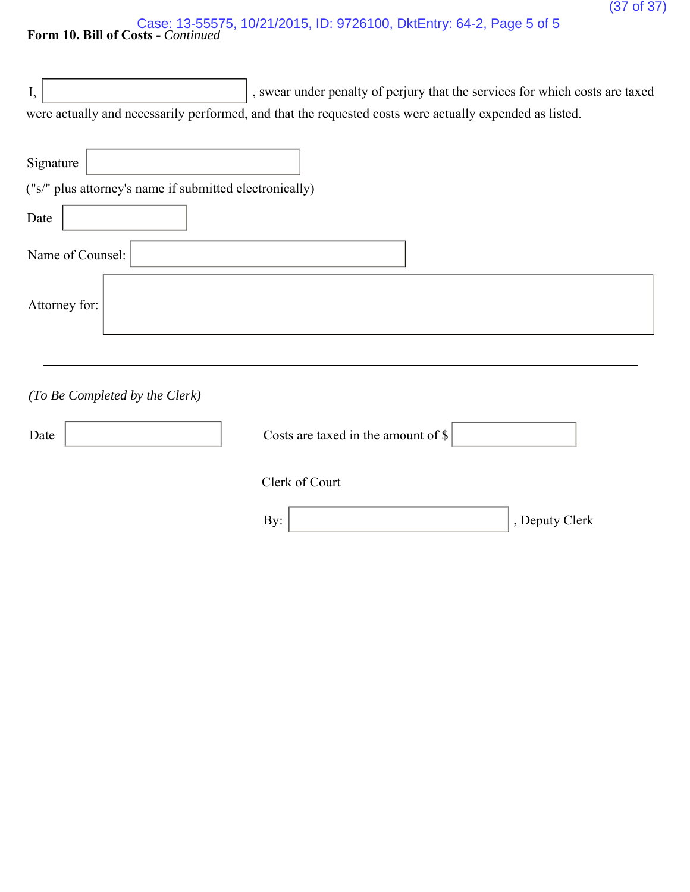**Form 10. Bill of Costs -** *Continued*

I, \_\_\_\_\_\_\_\_\_\_\_\_\_\_\_\_\_\_\_\_, swear under penalty of perjury that the services for which costs are taxed were actually and necessarily performed, and that the requested costs were actually expended as listed.

Signature \_\_\_\_\_\_\_\_\_\_\_\_\_\_\_\_\_\_\_\_

("s/" plus attorney's name if submitted electronically)

Date \_\_\_\_\_\_\_\_\_\_\_\_

Name of Counsel: \_\_\_\_\_\_\_\_\_\_\_\_\_\_\_\_\_\_\_\_

Attorney for: \_\_\_\_\_\_\_\_\_\_\_\_\_\_\_\_\_\_\_\_

---

*(To Be Completed by the Clerk)*

Date \_\_\_\_\_\_\_\_\_\_\_\_ Costs are taxed in the amount of $ \_\_\_\_\_\_\_\_\_\_\_\_

Clerk of Court

By: \_\_\_\_\_\_\_\_\_\_\_\_\_\_\_\_\_\_\_\_, Deputy Clerk